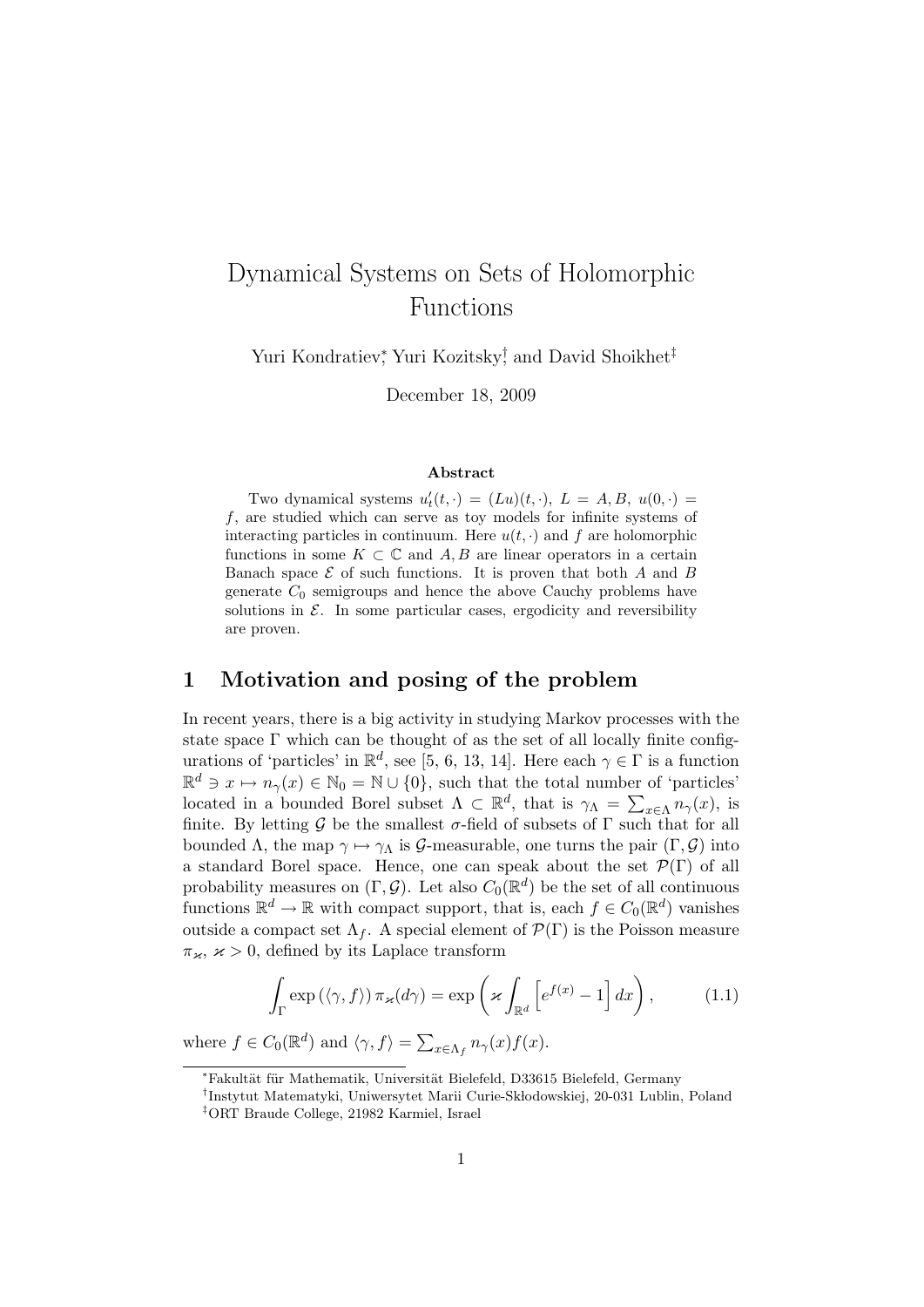# Dynamical Systems on Sets of Holomorphic Functions

Yuri Kondratiev[*], Yuri Kozitsky[†], and David Shoikhet[‡]

December 18, 2009

### Abstract

Two dynamical systems $u'_t(t,\cdot) = (Lu)(t,\cdot)$, $L = A, B$, $u(0,\cdot) = f$, are studied which can serve as toy models for infinite systems of interacting particles in continuum. Here $u(t,\cdot)$ and $f$ are holomorphic functions in some $K \subset \mathbb{C}$ and $A, B$ are linear operators in a certain Banach space $\mathcal{E}$ of such functions. It is proven that both $A$ and $B$ generate $C_0$ semigroups and hence the above Cauchy problems have solutions in $\mathcal{E}$. In some particular cases, ergodicity and reversibility are proven.

## 1 Motivation and posing of the problem

In recent years, there is a big activity in studying Markov processes with the state space $\Gamma$ which can be thought of as the set of all locally finite configurations of 'particles' in $\mathbb{R}^d$, see [5, 6, 13, 14]. Here each $\gamma \in \Gamma$ is a function $\mathbb{R}^d \ni x \mapsto n_\gamma(x) \in \mathbb{N}_0 = \mathbb{N} \cup \{0\}$, such that the total number of 'particles' located in a bounded Borel subset $\Lambda \subset \mathbb{R}^d$, that is $\gamma_\Lambda = \sum_{x \in \Lambda} n_\gamma(x)$, is finite. By letting $\mathcal{G}$ be the smallest $\sigma$-field of subsets of $\Gamma$ such that for all bounded $\Lambda$, the map $\gamma \mapsto \gamma_\Lambda$ is $\mathcal{G}$-measurable, one turns the pair $(\Gamma, \mathcal{G})$ into a standard Borel space. Hence, one can speak about the set $\mathcal{P}(\Gamma)$ of all probability measures on $(\Gamma, \mathcal{G})$. Let also $C_0(\mathbb{R}^d)$ be the set of all continuous functions $\mathbb{R}^d \to \mathbb{R}$ with compact support, that is, each $f \in C_0(\mathbb{R}^d)$ vanishes outside a compact set $\Lambda_f$. A special element of $\mathcal{P}(\Gamma)$ is the Poisson measure $\pi_\varkappa$, $\varkappa > 0$, defined by its Laplace transform

$$\int_\Gamma \exp\left(\langle \gamma, f \rangle\right) \pi_\varkappa(d\gamma) = \exp\left(\varkappa \int_{\mathbb{R}^d} \left[e^{f(x)} - 1\right] dx\right), \tag{1.1}$$

where $f \in C_0(\mathbb{R}^d)$ and $\langle \gamma, f \rangle = \sum_{x \in \Lambda_f} n_\gamma(x) f(x)$.

[*] Fakultät für Mathematik, Universität Bielefeld, D33615 Bielefeld, Germany

[†] Instytut Matematyki, Uniwersytet Marii Curie-Skłodowskiej, 20-031 Lublin, Poland

[‡] ORT Braude College, 21982 Karmiel, Israel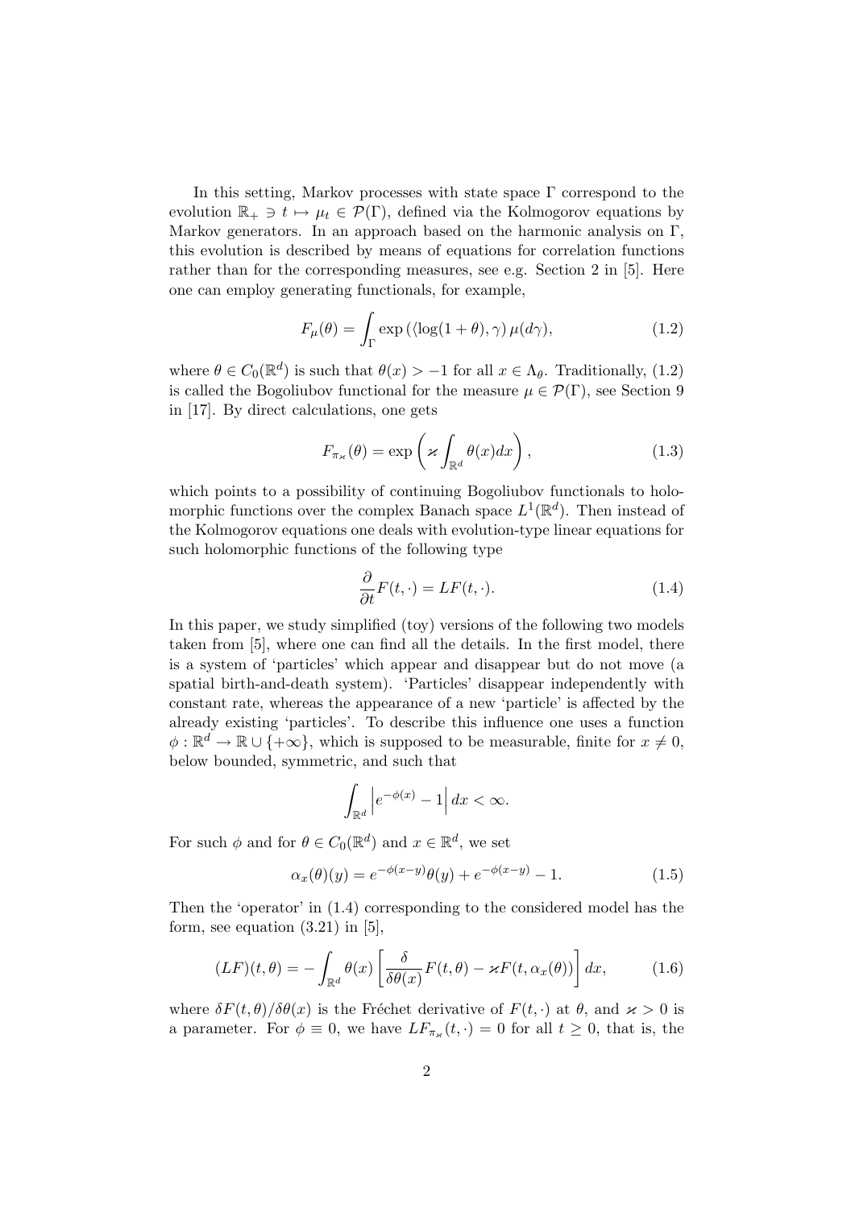In this setting, Markov processes with state space $\Gamma$ correspond to the evolution $\mathbb{R}_+ \ni t \mapsto \mu_t \in \mathcal{P}(\Gamma)$, defined via the Kolmogorov equations by Markov generators. In an approach based on the harmonic analysis on $\Gamma$, this evolution is described by means of equations for correlation functions rather than for the corresponding measures, see e.g. Section 2 in [5]. Here one can employ generating functionals, for example,

$$F_\mu(\theta) = \int_\Gamma \exp\left(\langle \log(1+\theta), \gamma\rangle\right) \mu(d\gamma), \tag{1.2}$$

where $\theta \in C_0(\mathbb{R}^d)$ is such that $\theta(x) > -1$ for all $x \in \Lambda_\theta$. Traditionally, (1.2) is called the Bogoliubov functional for the measure $\mu \in \mathcal{P}(\Gamma)$, see Section 9 in [17]. By direct calculations, one gets

$$F_{\pi_\varkappa}(\theta) = \exp\left(\varkappa \int_{\mathbb{R}^d} \theta(x) dx\right), \tag{1.3}$$

which points to a possibility of continuing Bogoliubov functionals to holomorphic functions over the complex Banach space $L^1(\mathbb{R}^d)$. Then instead of the Kolmogorov equations one deals with evolution-type linear equations for such holomorphic functions of the following type

$$\frac{\partial}{\partial t} F(t, \cdot) = LF(t, \cdot). \tag{1.4}$$

In this paper, we study simplified (toy) versions of the following two models taken from [5], where one can find all the details. In the first model, there is a system of 'particles' which appear and disappear but do not move (a spatial birth-and-death system). 'Particles' disappear independently with constant rate, whereas the appearance of a new 'particle' is affected by the already existing 'particles'. To describe this influence one uses a function $\phi : \mathbb{R}^d \to \mathbb{R} \cup \{+\infty\}$, which is supposed to be measurable, finite for $x \neq 0$, below bounded, symmetric, and such that

$$\int_{\mathbb{R}^d} \left| e^{-\phi(x)} - 1 \right| dx < \infty.$$

For such $\phi$ and for $\theta \in C_0(\mathbb{R}^d)$ and $x \in \mathbb{R}^d$, we set

$$\alpha_x(\theta)(y) = e^{-\phi(x-y)} \theta(y) + e^{-\phi(x-y)} - 1. \tag{1.5}$$

Then the 'operator' in (1.4) corresponding to the considered model has the form, see equation (3.21) in [5],

$$(LF)(t, \theta) = -\int_{\mathbb{R}^d} \theta(x) \left[ \frac{\delta}{\delta \theta(x)} F(t, \theta) - \varkappa F(t, \alpha_x(\theta)) \right] dx, \tag{1.6}$$

where $\delta F(t, \theta)/\delta \theta(x)$ is the Fréchet derivative of $F(t, \cdot)$ at $\theta$, and $\varkappa > 0$ is a parameter. For $\phi \equiv 0$, we have $LF_{\pi_\varkappa}(t, \cdot) = 0$ for all $t \geq 0$, that is, the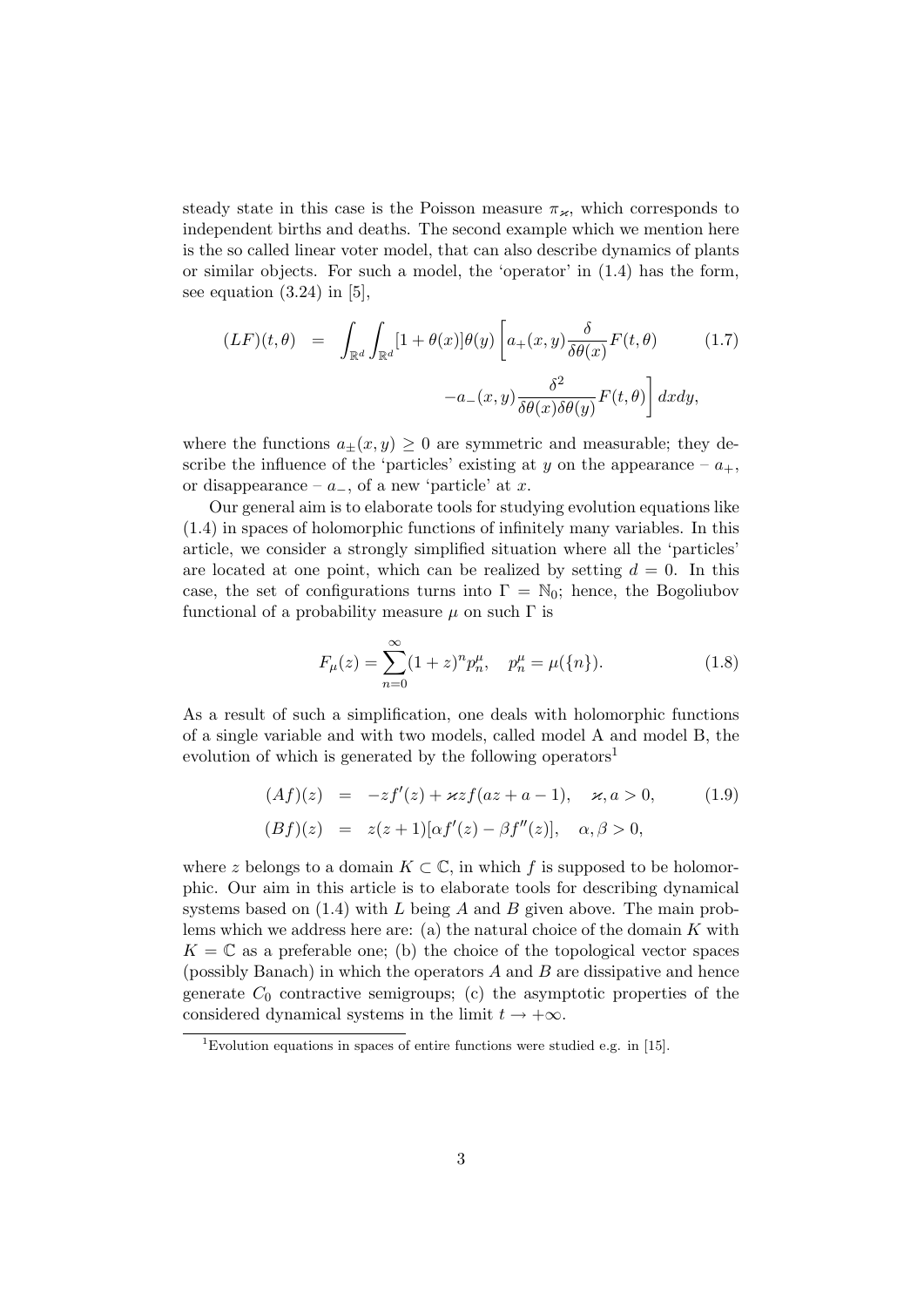steady state in this case is the Poisson measure $\pi_\varkappa$, which corresponds to independent births and deaths. The second example which we mention here is the so called linear voter model, that can also describe dynamics of plants or similar objects. For such a model, the 'operator' in (1.4) has the form, see equation (3.24) in [5],

$$
\begin{aligned}
(LF)(t,\theta) &= \int_{\mathbb{R}^d}\int_{\mathbb{R}^d}[1+\theta(x)]\theta(y)\left[a_+(x,y)\frac{\delta}{\delta\theta(x)}F(t,\theta)\right. \\
&\qquad \left. -a_-(x,y)\frac{\delta^2}{\delta\theta(x)\delta\theta(y)}F(t,\theta)\right]dxdy,
\end{aligned} \tag{1.7}
$$

where the functions $a_\pm(x,y)\geq 0$ are symmetric and measurable; they describe the influence of the 'particles' existing at $y$ on the appearance – $a_+$, or disappearance – $a_-$, of a new 'particle' at $x$.

Our general aim is to elaborate tools for studying evolution equations like (1.4) in spaces of holomorphic functions of infinitely many variables. In this article, we consider a strongly simplified situation where all the 'particles' are located at one point, which can be realized by setting $d=0$. In this case, the set of configurations turns into $\Gamma=\mathbb{N}_0$; hence, the Bogoliubov functional of a probability measure $\mu$ on such $\Gamma$ is

$$
F_\mu(z)=\sum_{n=0}^{\infty}(1+z)^n p_n^\mu, \quad p_n^\mu=\mu(\{n\}). \tag{1.8}
$$

As a result of such a simplification, one deals with holomorphic functions of a single variable and with two models, called model A and model B, the evolution of which is generated by the following operators[1]

$$
\begin{aligned}
(Af)(z) &= -zf'(z)+\varkappa z f(az+a-1), \quad \varkappa, a>0, \\
(Bf)(z) &= z(z+1)[\alpha f'(z)-\beta f''(z)], \quad \alpha,\beta>0,
\end{aligned} \tag{1.9}
$$

where $z$ belongs to a domain $K\subset\mathbb{C}$, in which $f$ is supposed to be holomorphic. Our aim in this article is to elaborate tools for describing dynamical systems based on (1.4) with $L$ being $A$ and $B$ given above. The main problems which we address here are: (a) the natural choice of the domain $K$ with $K=\mathbb{C}$ as a preferable one; (b) the choice of the topological vector spaces (possibly Banach) in which the operators $A$ and $B$ are dissipative and hence generate $C_0$ contractive semigroups; (c) the asymptotic properties of the considered dynamical systems in the limit $t\to+\infty$.

[1] Evolution equations in spaces of entire functions were studied e.g. in [15].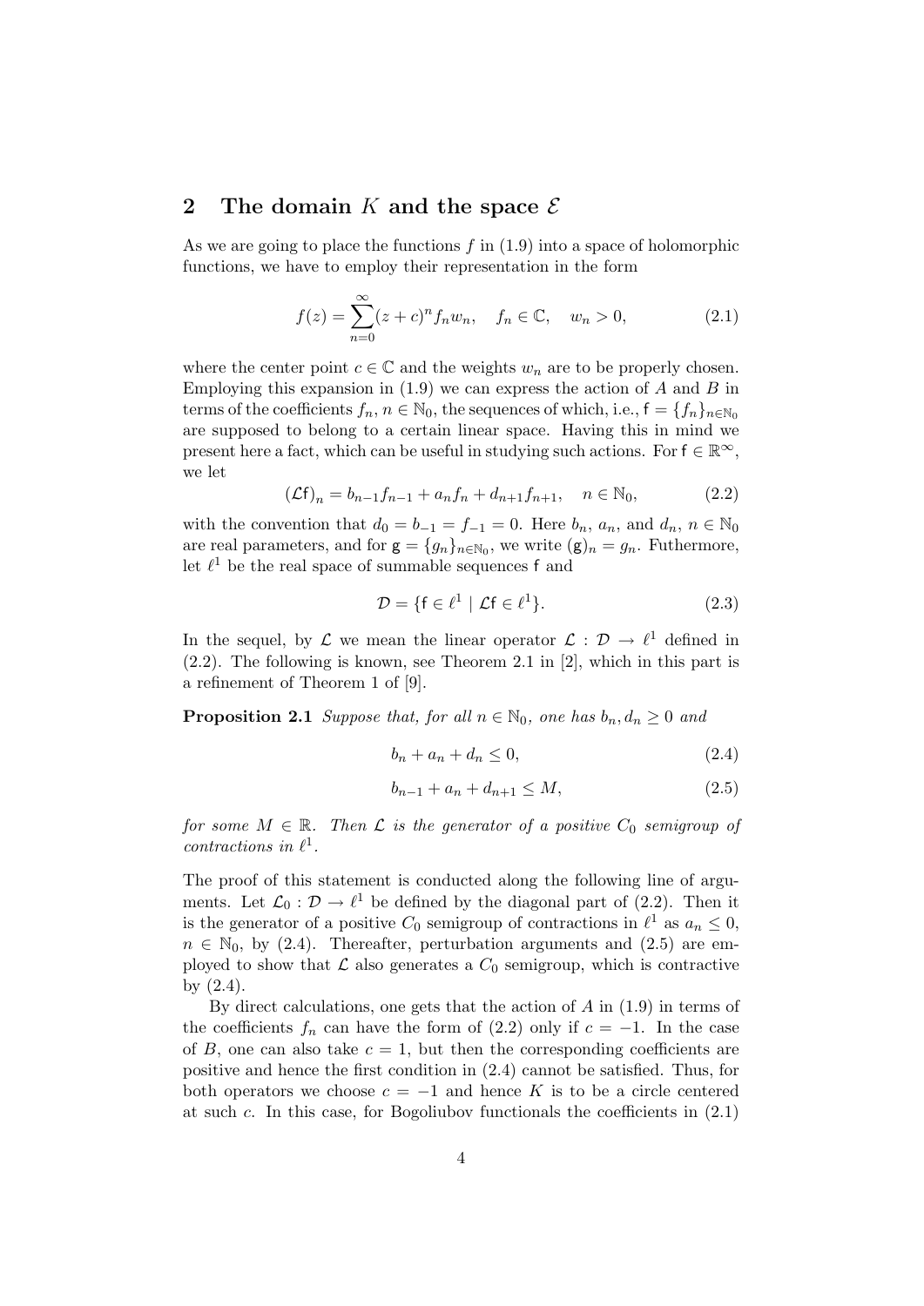## 2 The domain $K$ and the space $\mathcal{E}$

As we are going to place the functions $f$ in (1.9) into a space of holomorphic functions, we have to employ their representation in the form

$$f(z) = \sum_{n=0}^{\infty} (z+c)^n f_n w_n, \quad f_n \in \mathbb{C}, \quad w_n > 0, \tag{2.1}$$

where the center point $c \in \mathbb{C}$ and the weights $w_n$ are to be properly chosen. Employing this expansion in (1.9) we can express the action of $A$ and $B$ in terms of the coefficients $f_n$, $n \in \mathbb{N}_0$, the sequences of which, i.e., $\mathsf{f} = \{f_n\}_{n\in\mathbb{N}_0}$ are supposed to belong to a certain linear space. Having this in mind we present here a fact, which can be useful in studying such actions. For $\mathsf{f} \in \mathbb{R}^\infty$, we let

$$(\mathcal{L}\mathsf{f})_n = b_{n-1} f_{n-1} + a_n f_n + d_{n+1} f_{n+1}, \quad n \in \mathbb{N}_0, \tag{2.2}$$

with the convention that $d_0 = b_{-1} = f_{-1} = 0$. Here $b_n$, $a_n$, and $d_n$, $n \in \mathbb{N}_0$ are real parameters, and for $\mathsf{g} = \{g_n\}_{n\in\mathbb{N}_0}$, we write $(\mathsf{g})_n = g_n$. Futhermore, let $\ell^1$ be the real space of summable sequences $\mathsf{f}$ and

$$\mathcal{D} = \{\mathsf{f} \in \ell^1 \mid \mathcal{L}\mathsf{f} \in \ell^1\}. \tag{2.3}$$

In the sequel, by $\mathcal{L}$ we mean the linear operator $\mathcal{L} : \mathcal{D} \to \ell^1$ defined in (2.2). The following is known, see Theorem 2.1 in [2], which in this part is a refinement of Theorem 1 of [9].

**Proposition 2.1** *Suppose that, for all $n \in \mathbb{N}_0$, one has $b_n, d_n \geq 0$ and*

$$b_n + a_n + d_n \leq 0, \tag{2.4}$$

$$b_{n-1} + a_n + d_{n+1} \leq M, \tag{2.5}$$

*for some $M \in \mathbb{R}$. Then $\mathcal{L}$ is the generator of a positive $C_0$ semigroup of contractions in $\ell^1$.*

The proof of this statement is conducted along the following line of arguments. Let $\mathcal{L}_0 : \mathcal{D} \to \ell^1$ be defined by the diagonal part of (2.2). Then it is the generator of a positive $C_0$ semigroup of contractions in $\ell^1$ as $a_n \leq 0$, $n \in \mathbb{N}_0$, by (2.4). Thereafter, perturbation arguments and (2.5) are employed to show that $\mathcal{L}$ also generates a $C_0$ semigroup, which is contractive by (2.4).

By direct calculations, one gets that the action of $A$ in (1.9) in terms of the coefficients $f_n$ can have the form of (2.2) only if $c = -1$. In the case of $B$, one can also take $c = 1$, but then the corresponding coefficients are positive and hence the first condition in (2.4) cannot be satisfied. Thus, for both operators we choose $c = -1$ and hence $K$ is to be a circle centered at such $c$. In this case, for Bogoliubov functionals the coefficients in (2.1)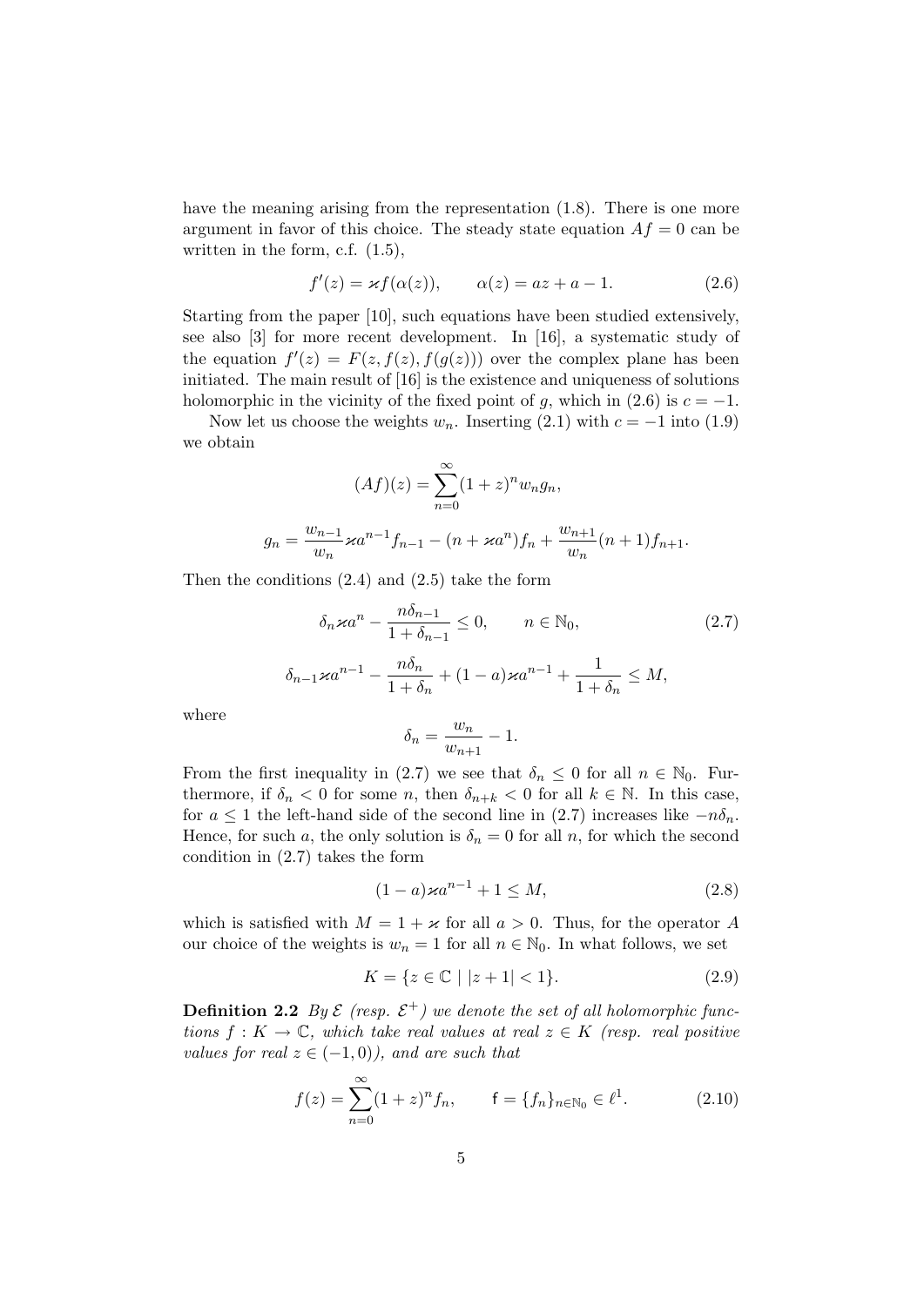have the meaning arising from the representation (1.8). There is one more argument in favor of this choice. The steady state equation $Af = 0$ can be written in the form, c.f. (1.5),

$$f'(z) = \varkappa f(\alpha(z)), \qquad \alpha(z) = az + a - 1. \tag{2.6}$$

Starting from the paper [10], such equations have been studied extensively, see also [3] for more recent development. In [16], a systematic study of the equation $f'(z) = F(z, f(z), f(g(z)))$ over the complex plane has been initiated. The main result of [16] is the existence and uniqueness of solutions holomorphic in the vicinity of the fixed point of $g$, which in (2.6) is $c = -1$.

Now let us choose the weights $w_n$. Inserting (2.1) with $c = -1$ into (1.9) we obtain

$$(Af)(z) = \sum_{n=0}^{\infty} (1+z)^n w_n g_n,$$

$$g_n = \frac{w_{n-1}}{w_n} \varkappa a^{n-1} f_{n-1} - (n + \varkappa a^n) f_n + \frac{w_{n+1}}{w_n}(n+1) f_{n+1}.$$

Then the conditions (2.4) and (2.5) take the form

$$\delta_n \varkappa a^n - \frac{n\delta_{n-1}}{1+\delta_{n-1}} \leq 0, \qquad n \in \mathbb{N}_0, \tag{2.7}$$

$$\delta_{n-1}\varkappa a^{n-1} - \frac{n\delta_n}{1+\delta_n} + (1-a)\varkappa a^{n-1} + \frac{1}{1+\delta_n} \leq M,$$

where

$$\delta_n = \frac{w_n}{w_{n+1}} - 1.$$

From the first inequality in (2.7) we see that $\delta_n \leq 0$ for all $n \in \mathbb{N}_0$. Furthermore, if $\delta_n < 0$ for some $n$, then $\delta_{n+k} < 0$ for all $k \in \mathbb{N}$. In this case, for $a \leq 1$ the left-hand side of the second line in (2.7) increases like $-n\delta_n$. Hence, for such $a$, the only solution is $\delta_n = 0$ for all $n$, for which the second condition in (2.7) takes the form

$$(1-a)\varkappa a^{n-1} + 1 \leq M, \tag{2.8}$$

which is satisfied with $M = 1 + \varkappa$ for all $a > 0$. Thus, for the operator $A$ our choice of the weights is $w_n = 1$ for all $n \in \mathbb{N}_0$. In what follows, we set

$$K = \{z \in \mathbb{C} \mid |z+1| < 1\}. \tag{2.9}$$

**Definition 2.2** *By $\mathcal{E}$ (resp. $\mathcal{E}^+$) we denote the set of all holomorphic functions $f : K \to \mathbb{C}$, which take real values at real $z \in K$ (resp. real positive values for real $z \in (-1, 0)$), and are such that*

$$f(z) = \sum_{n=0}^{\infty} (1+z)^n f_n, \qquad \mathsf{f} = \{f_n\}_{n \in \mathbb{N}_0} \in \ell^1. \tag{2.10}$$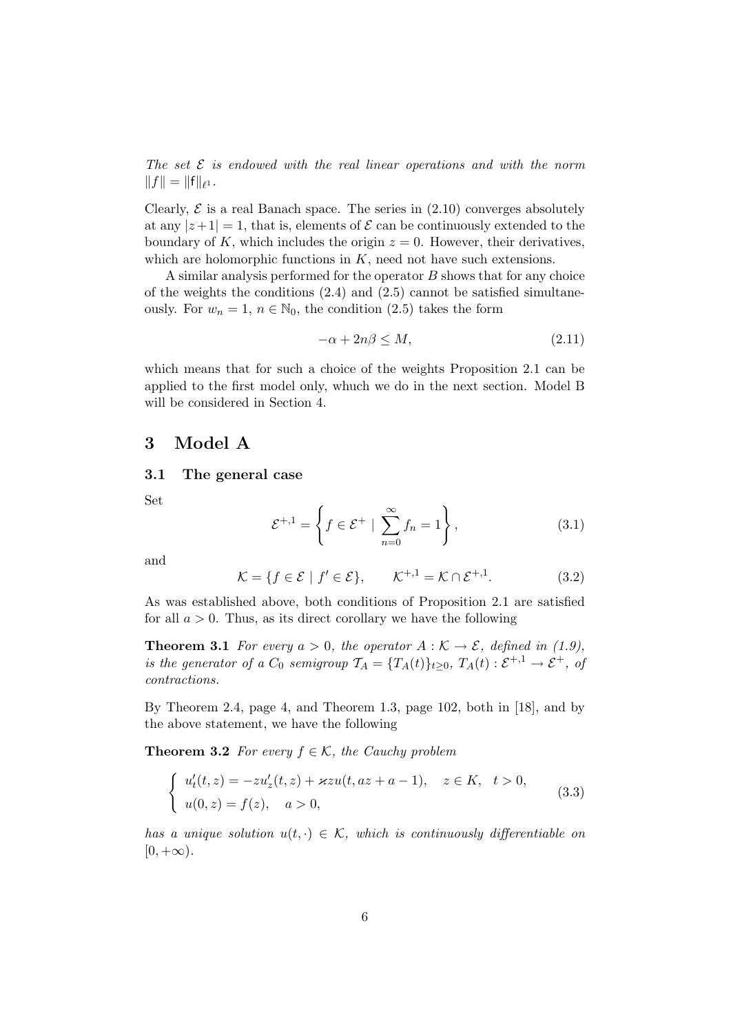*The set $\mathcal{E}$ is endowed with the real linear operations and with the norm $\|f\| = \|\mathsf{f}\|_{\ell^1}$.*

Clearly, $\mathcal{E}$ is a real Banach space. The series in (2.10) converges absolutely at any $|z+1| = 1$, that is, elements of $\mathcal{E}$ can be continuously extended to the boundary of $K$, which includes the origin $z = 0$. However, their derivatives, which are holomorphic functions in $K$, need not have such extensions.

A similar analysis performed for the operator $B$ shows that for any choice of the weights the conditions (2.4) and (2.5) cannot be satisfied simultaneously. For $w_n = 1$, $n \in \mathbb{N}_0$, the condition (2.5) takes the form

$$-\alpha + 2n\beta \leq M, \tag{2.11}$$

which means that for such a choice of the weights Proposition 2.1 can be applied to the first model only, whuch we do in the next section. Model B will be considered in Section 4.

# 3 Model A

## 3.1 The general case

Set

$$\mathcal{E}^{+,1} = \left\{ f \in \mathcal{E}^+ \mid \sum_{n=0}^{\infty} f_n = 1 \right\}, \tag{3.1}$$

and

$$\mathcal{K} = \{ f \in \mathcal{E} \mid f' \in \mathcal{E} \}, \qquad \mathcal{K}^{+,1} = \mathcal{K} \cap \mathcal{E}^{+,1}. \tag{3.2}$$

As was established above, both conditions of Proposition 2.1 are satisfied for all $a > 0$. Thus, as its direct corollary we have the following

**Theorem 3.1** *For every $a > 0$, the operator $A : \mathcal{K} \to \mathcal{E}$, defined in (1.9), is the generator of a $C_0$ semigroup $\mathcal{T}_A = \{T_A(t)\}_{t \geq 0}$, $T_A(t) : \mathcal{E}^{+,1} \to \mathcal{E}^+$, of contractions.*

By Theorem 2.4, page 4, and Theorem 1.3, page 102, both in [18], and by the above statement, we have the following

**Theorem 3.2** *For every $f \in \mathcal{K}$, the Cauchy problem*

$$\left\{ \begin{array}{l} u'_t(t,z) = -z u'_z(t,z) + \varkappa z u(t, az + a - 1), \quad z \in K, \quad t > 0, \\ u(0,z) = f(z), \quad a > 0, \end{array} \right. \tag{3.3}$$

*has a unique solution $u(t, \cdot) \in \mathcal{K}$, which is continuously differentiable on $[0, +\infty)$.*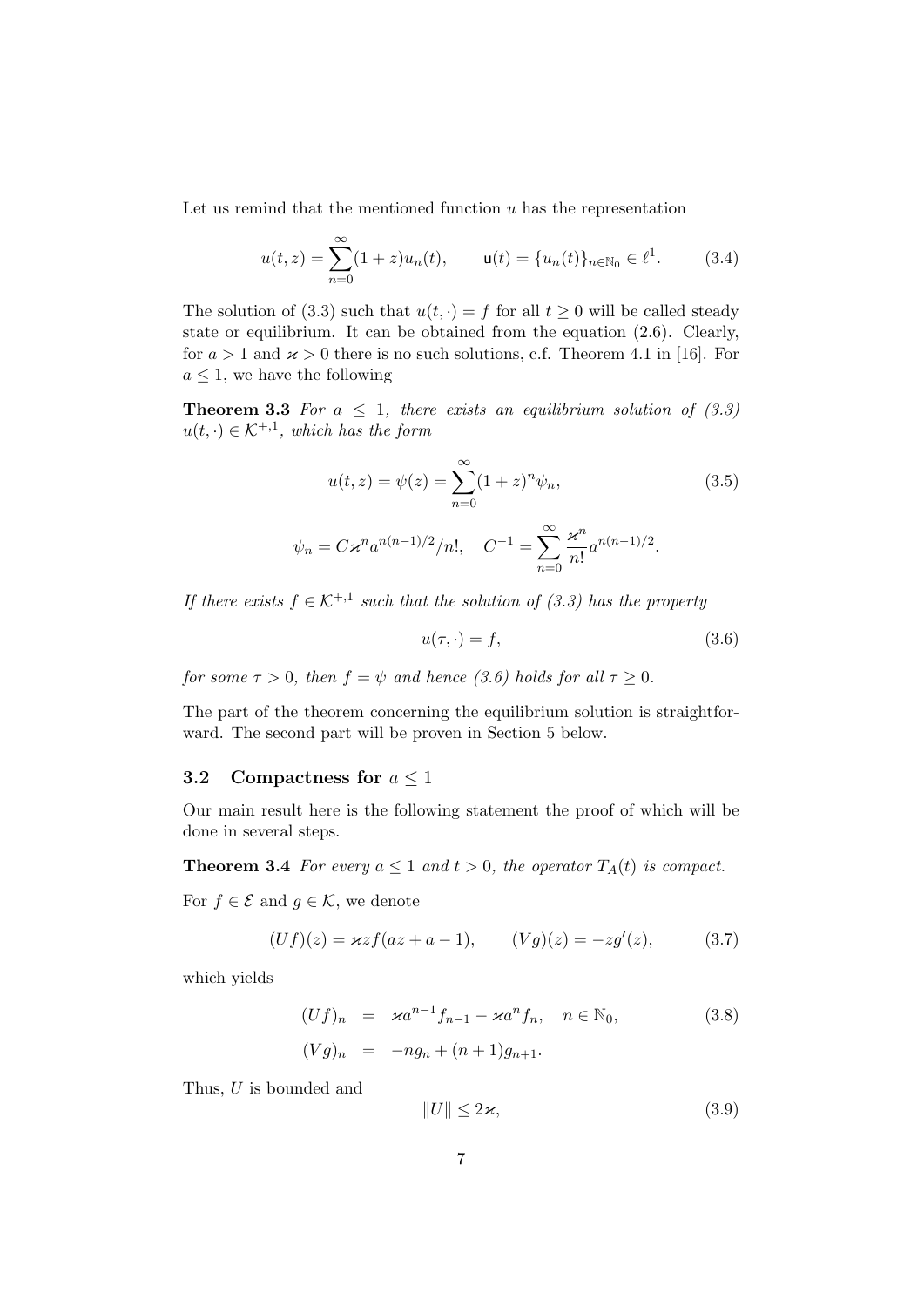Let us remind that the mentioned function $u$ has the representation

$$u(t,z) = \sum_{n=0}^{\infty}(1+z)u_n(t), \qquad \mathsf{u}(t) = \{u_n(t)\}_{n\in\mathbb{N}_0} \in \ell^1. \tag{3.4}$$

The solution of (3.3) such that $u(t,\cdot) = f$ for all $t \geq 0$ will be called steady state or equilibrium. It can be obtained from the equation (2.6). Clearly, for $a > 1$ and $\varkappa > 0$ there is no such solutions, c.f. Theorem 4.1 in [16]. For $a \leq 1$, we have the following

**Theorem 3.3** *For $a \leq 1$, there exists an equilibrium solution of (3.3) $u(t,\cdot) \in \mathcal{K}^{+,1}$, which has the form*

$$u(t,z) = \psi(z) = \sum_{n=0}^{\infty}(1+z)^n \psi_n, \tag{3.5}$$

$$\psi_n = C\varkappa^n a^{n(n-1)/2}/n!, \quad C^{-1} = \sum_{n=0}^{\infty}\frac{\varkappa^n}{n!}a^{n(n-1)/2}.$$

*If there exists $f \in \mathcal{K}^{+,1}$ such that the solution of (3.3) has the property*

$$u(\tau,\cdot) = f, \tag{3.6}$$

*for some $\tau > 0$, then $f = \psi$ and hence (3.6) holds for all $\tau \geq 0$.*

The part of the theorem concerning the equilibrium solution is straightforward. The second part will be proven in Section 5 below.

### 3.2 Compactness for $a \leq 1$

Our main result here is the following statement the proof of which will be done in several steps.

**Theorem 3.4** *For every $a \leq 1$ and $t > 0$, the operator $T_A(t)$ is compact.*

For $f \in \mathcal{E}$ and $g \in \mathcal{K}$, we denote

$$(Uf)(z) = \varkappa z f(az + a - 1), \qquad (Vg)(z) = -zg'(z), \tag{3.7}$$

which yields

$$\begin{aligned}
(Uf)_n &= \varkappa a^{n-1} f_{n-1} - \varkappa a^n f_n, \quad n \in \mathbb{N}_0, \\
(Vg)_n &= -ng_n + (n+1)g_{n+1}.
\end{aligned} \tag{3.8}$$

Thus, $U$ is bounded and

$$\|U\| \leq 2\varkappa, \tag{3.9}$$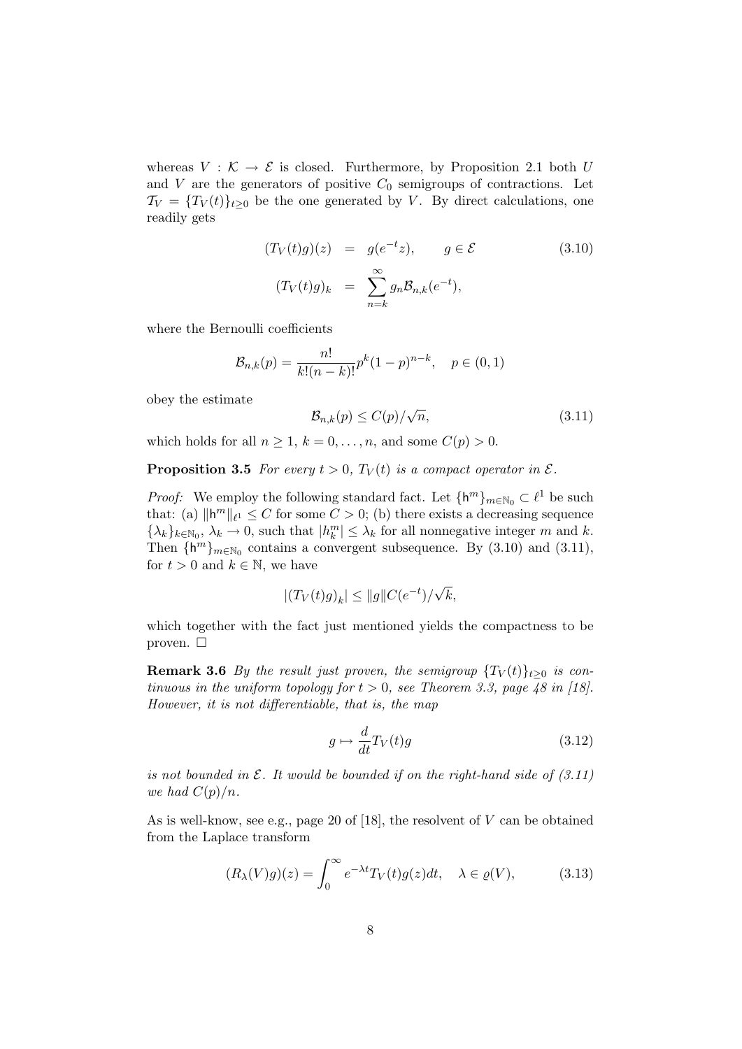whereas $V : \mathcal{K} \to \mathcal{E}$ is closed. Furthermore, by Proposition 2.1 both $U$ and $V$ are the generators of positive $C_0$ semigroups of contractions. Let $\mathcal{T}_V = \{T_V(t)\}_{t\geq 0}$ be the one generated by $V$. By direct calculations, one readily gets

$$
\begin{aligned}
(T_V(t)g)(z) &= g(e^{-t}z), \qquad g \in \mathcal{E} \\
(T_V(t)g)_k &= \sum_{n=k}^{\infty} g_n \mathcal{B}_{n,k}(e^{-t}),
\end{aligned}
\tag{3.10}
$$

where the Bernoulli coefficients

$$
\mathcal{B}_{n,k}(p) = \frac{n!}{k!(n-k)!} p^k (1-p)^{n-k}, \quad p \in (0,1)
$$

obey the estimate

$$
\mathcal{B}_{n,k}(p) \leq C(p)/\sqrt{n}, \tag{3.11}
$$

which holds for all $n \geq 1$, $k = 0, \dots, n$, and some $C(p) > 0$.

**Proposition 3.5** *For every $t > 0$, $T_V(t)$ is a compact operator in $\mathcal{E}$.*

*Proof:* We employ the following standard fact. Let $\{\mathsf{h}^m\}_{m\in\mathbb{N}_0} \subset \ell^1$ be such that: (a) $\|\mathsf{h}^m\|_{\ell^1} \leq C$ for some $C > 0$; (b) there exists a decreasing sequence $\{\lambda_k\}_{k\in\mathbb{N}_0}$, $\lambda_k \to 0$, such that $|h_k^m| \leq \lambda_k$ for all nonnegative integer $m$ and $k$. Then $\{\mathsf{h}^m\}_{m\in\mathbb{N}_0}$ contains a convergent subsequence. By (3.10) and (3.11), for $t > 0$ and $k \in \mathbb{N}$, we have

$$
|(T_V(t)g)_k| \leq \|g\| C(e^{-t})/\sqrt{k},
$$

which together with the fact just mentioned yields the compactness to be proven. $\square$

**Remark 3.6** *By the result just proven, the semigroup $\{T_V(t)\}_{t\geq 0}$ is continuous in the uniform topology for $t > 0$, see Theorem 3.3, page 48 in [18]. However, it is not differentiable, that is, the map*

$$
g \mapsto \frac{d}{dt} T_V(t) g \tag{3.12}
$$

*is not bounded in $\mathcal{E}$. It would be bounded if on the right-hand side of (3.11) we had $C(p)/n$.*

As is well-know, see e.g., page 20 of [18], the resolvent of $V$ can be obtained from the Laplace transform

$$
(R_\lambda(V)g)(z) = \int_0^\infty e^{-\lambda t} T_V(t) g(z) dt, \quad \lambda \in \varrho(V), \tag{3.13}
$$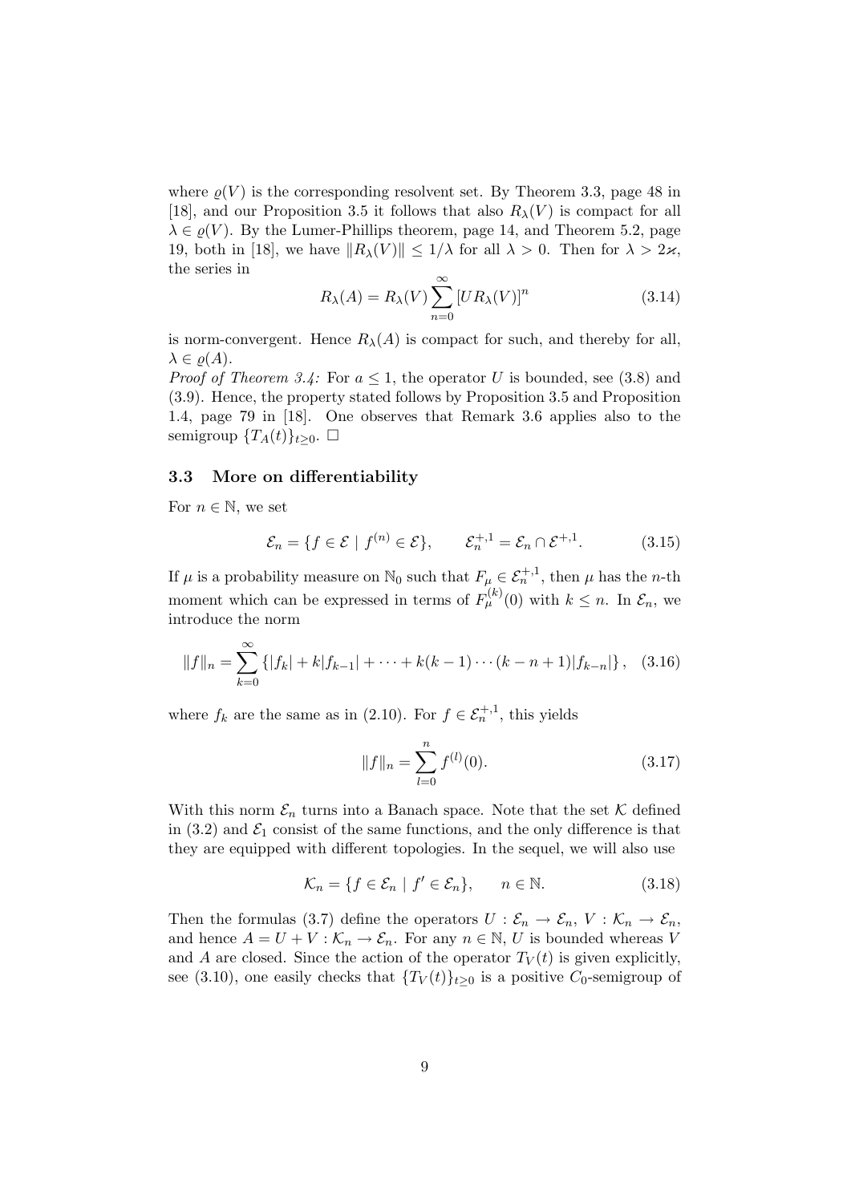where $\varrho(V)$ is the corresponding resolvent set. By Theorem 3.3, page 48 in [18], and our Proposition 3.5 it follows that also $R_\lambda(V)$ is compact for all $\lambda \in \varrho(V)$. By the Lumer-Phillips theorem, page 14, and Theorem 5.2, page 19, both in [18], we have $\|R_\lambda(V)\| \leq 1/\lambda$ for all $\lambda > 0$. Then for $\lambda > 2\varkappa$, the series in

$$R_\lambda(A) = R_\lambda(V) \sum_{n=0}^{\infty} [UR_\lambda(V)]^n \tag{3.14}$$

is norm-convergent. Hence $R_\lambda(A)$ is compact for such, and thereby for all, $\lambda \in \varrho(A)$.

*Proof of Theorem 3.4:* For $a \leq 1$, the operator $U$ is bounded, see (3.8) and (3.9). Hence, the property stated follows by Proposition 3.5 and Proposition 1.4, page 79 in [18]. One observes that Remark 3.6 applies also to the semigroup $\{T_A(t)\}_{t\geq 0}$. $\square$

### 3.3 More on differentiability

For $n \in \mathbb{N}$, we set

$$\mathcal{E}_n = \{f \in \mathcal{E} \mid f^{(n)} \in \mathcal{E}\}, \qquad \mathcal{E}_n^{+,1} = \mathcal{E}_n \cap \mathcal{E}^{+,1}. \tag{3.15}$$

If $\mu$ is a probability measure on $\mathbb{N}_0$ such that $F_\mu \in \mathcal{E}_n^{+,1}$, then $\mu$ has the $n$-th moment which can be expressed in terms of $F_\mu^{(k)}(0)$ with $k \leq n$. In $\mathcal{E}_n$, we introduce the norm

$$\|f\|_n = \sum_{k=0}^{\infty} \{|f_k| + k|f_{k-1}| + \cdots + k(k-1)\cdots(k-n+1)|f_{k-n}|\}, \tag{3.16}$$

where $f_k$ are the same as in (2.10). For $f \in \mathcal{E}_n^{+,1}$, this yields

$$\|f\|_n = \sum_{l=0}^{n} f^{(l)}(0). \tag{3.17}$$

With this norm $\mathcal{E}_n$ turns into a Banach space. Note that the set $\mathcal{K}$ defined in (3.2) and $\mathcal{E}_1$ consist of the same functions, and the only difference is that they are equipped with different topologies. In the sequel, we will also use

$$\mathcal{K}_n = \{f \in \mathcal{E}_n \mid f' \in \mathcal{E}_n\}, \qquad n \in \mathbb{N}. \tag{3.18}$$

Then the formulas (3.7) define the operators $U : \mathcal{E}_n \to \mathcal{E}_n$, $V : \mathcal{K}_n \to \mathcal{E}_n$, and hence $A = U + V : \mathcal{K}_n \to \mathcal{E}_n$. For any $n \in \mathbb{N}$, $U$ is bounded whereas $V$ and $A$ are closed. Since the action of the operator $T_V(t)$ is given explicitly, see (3.10), one easily checks that $\{T_V(t)\}_{t\geq 0}$ is a positive $C_0$-semigroup of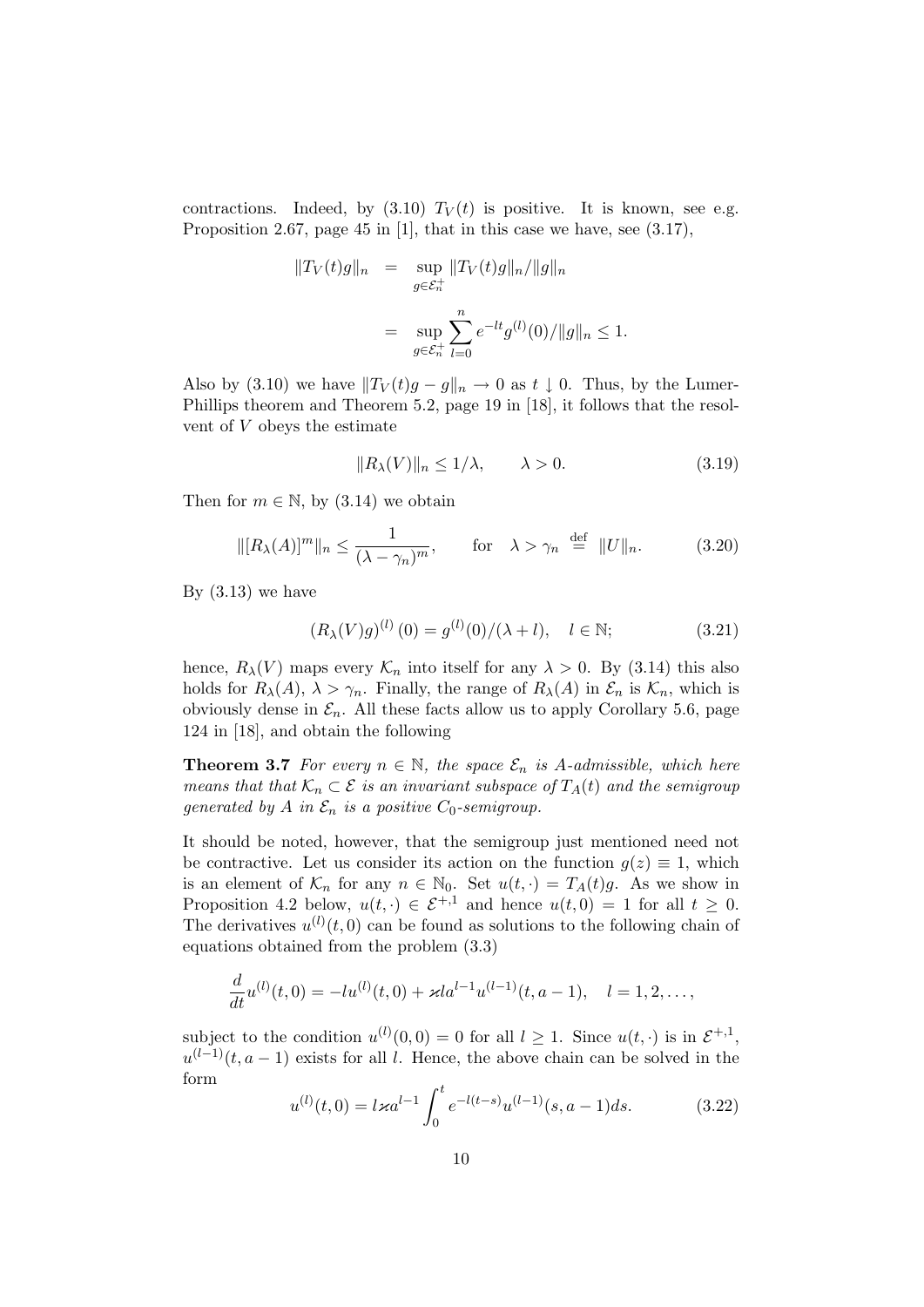contractions. Indeed, by (3.10) $T_V(t)$ is positive. It is known, see e.g. Proposition 2.67, page 45 in [1], that in this case we have, see (3.17),

$$
\begin{aligned}
\|T_V(t)g\|_n &= \sup_{g\in\mathcal{E}_n^+} \|T_V(t)g\|_n/\|g\|_n \\
&= \sup_{g\in\mathcal{E}_n^+} \sum_{l=0}^{n} e^{-lt} g^{(l)}(0)/\|g\|_n \leq 1.
\end{aligned}
$$

Also by (3.10) we have $\|T_V(t)g - g\|_n \to 0$ as $t \downarrow 0$. Thus, by the Lumer-Phillips theorem and Theorem 5.2, page 19 in [18], it follows that the resolvent of $V$ obeys the estimate

$$
\|R_\lambda(V)\|_n \leq 1/\lambda, \qquad \lambda > 0. \tag{3.19}
$$

Then for $m \in \mathbb{N}$, by (3.14) we obtain

$$
\|[R_\lambda(A)]^m\|_n \leq \frac{1}{(\lambda - \gamma_n)^m}, \qquad \text{for} \quad \lambda > \gamma_n \stackrel{\text{def}}{=} \|U\|_n. \tag{3.20}
$$

By (3.13) we have

$$
\left(R_\lambda(V)g\right)^{(l)}(0) = g^{(l)}(0)/(\lambda + l), \quad l \in \mathbb{N}; \tag{3.21}
$$

hence, $R_\lambda(V)$ maps every $\mathcal{K}_n$ into itself for any $\lambda > 0$. By (3.14) this also holds for $R_\lambda(A)$, $\lambda > \gamma_n$. Finally, the range of $R_\lambda(A)$ in $\mathcal{E}_n$ is $\mathcal{K}_n$, which is obviously dense in $\mathcal{E}_n$. All these facts allow us to apply Corollary 5.6, page 124 in [18], and obtain the following

**Theorem 3.7** *For every $n \in \mathbb{N}$, the space $\mathcal{E}_n$ is $A$-admissible, which here means that that $\mathcal{K}_n \subset \mathcal{E}$ is an invariant subspace of $T_A(t)$ and the semigroup generated by $A$ in $\mathcal{E}_n$ is a positive $C_0$-semigroup.*

It should be noted, however, that the semigroup just mentioned need not be contractive. Let us consider its action on the function $g(z) \equiv 1$, which is an element of $\mathcal{K}_n$ for any $n \in \mathbb{N}_0$. Set $u(t, \cdot) = T_A(t)g$. As we show in Proposition 4.2 below, $u(t, \cdot) \in \mathcal{E}^{+,1}$ and hence $u(t, 0) = 1$ for all $t \geq 0$. The derivatives $u^{(l)}(t, 0)$ can be found as solutions to the following chain of equations obtained from the problem (3.3)

$$
\frac{d}{dt} u^{(l)}(t, 0) = -l u^{(l)}(t, 0) + \varkappa l a^{l-1} u^{(l-1)}(t, a-1), \quad l = 1, 2, \ldots,
$$

subject to the condition $u^{(l)}(0, 0) = 0$ for all $l \geq 1$. Since $u(t, \cdot)$ is in $\mathcal{E}^{+,1}$, $u^{(l-1)}(t, a-1)$ exists for all $l$. Hence, the above chain can be solved in the form

$$
u^{(l)}(t, 0) = l \varkappa a^{l-1} \int_0^t e^{-l(t-s)} u^{(l-1)}(s, a-1) ds. \tag{3.22}
$$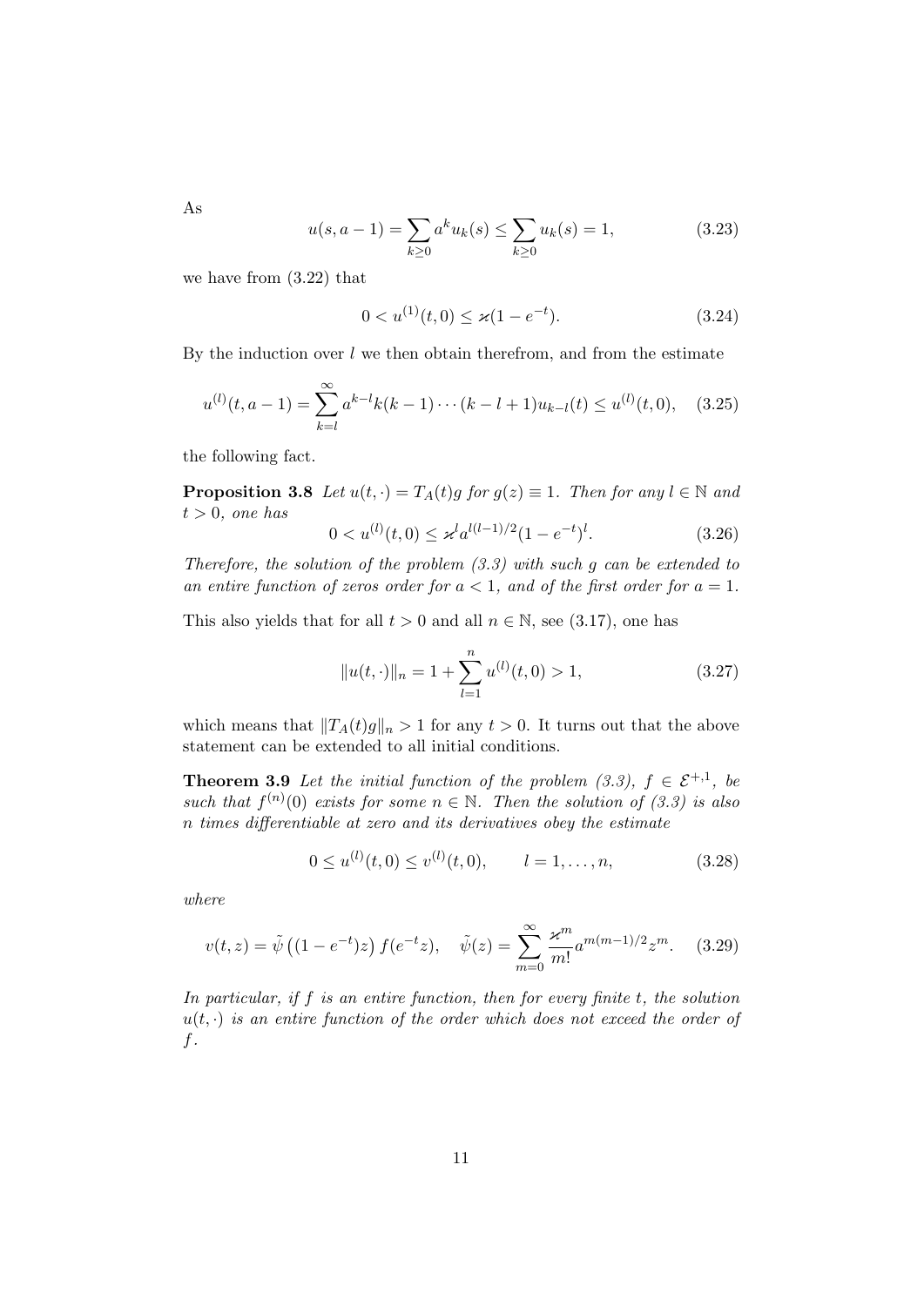As

$$u(s, a-1) = \sum_{k\geq 0} a^k u_k(s) \leq \sum_{k\geq 0} u_k(s) = 1, \tag{3.23}$$

we have from (3.22) that

$$0 < u^{(1)}(t, 0) \leq \varkappa(1 - e^{-t}). \tag{3.24}$$

By the induction over $l$ we then obtain therefrom, and from the estimate

$$u^{(l)}(t, a-1) = \sum_{k=l}^{\infty} a^{k-l} k(k-1)\cdots(k-l+1) u_{k-l}(t) \leq u^{(l)}(t, 0), \tag{3.25}$$

the following fact.

**Proposition 3.8** *Let $u(t, \cdot) = T_A(t)g$ for $g(z) \equiv 1$. Then for any $l \in \mathbb{N}$ and $t > 0$, one has*

$$0 < u^{(l)}(t, 0) \leq \varkappa^l a^{l(l-1)/2} (1 - e^{-t})^l. \tag{3.26}$$

*Therefore, the solution of the problem (3.3) with such $g$ can be extended to an entire function of zeros order for $a < 1$, and of the first order for $a = 1$.*

This also yields that for all $t > 0$ and all $n \in \mathbb{N}$, see (3.17), one has

$$\|u(t, \cdot)\|_n = 1 + \sum_{l=1}^{n} u^{(l)}(t, 0) > 1, \tag{3.27}$$

which means that $\|T_A(t)g\|_n > 1$ for any $t > 0$. It turns out that the above statement can be extended to all initial conditions.

**Theorem 3.9** *Let the initial function of the problem (3.3), $f \in \mathcal{E}^{+,1}$, be such that $f^{(n)}(0)$ exists for some $n \in \mathbb{N}$. Then the solution of (3.3) is also $n$ times differentiable at zero and its derivatives obey the estimate*

$$0 \leq u^{(l)}(t, 0) \leq v^{(l)}(t, 0), \qquad l = 1, \ldots, n, \tag{3.28}$$

*where*

$$v(t, z) = \tilde{\psi}\left((1 - e^{-t})z\right) f(e^{-t}z), \quad \tilde{\psi}(z) = \sum_{m=0}^{\infty} \frac{\varkappa^m}{m!} a^{m(m-1)/2} z^m. \tag{3.29}$$

*In particular, if $f$ is an entire function, then for every finite $t$, the solution $u(t, \cdot)$ is an entire function of the order which does not exceed the order of $f$.*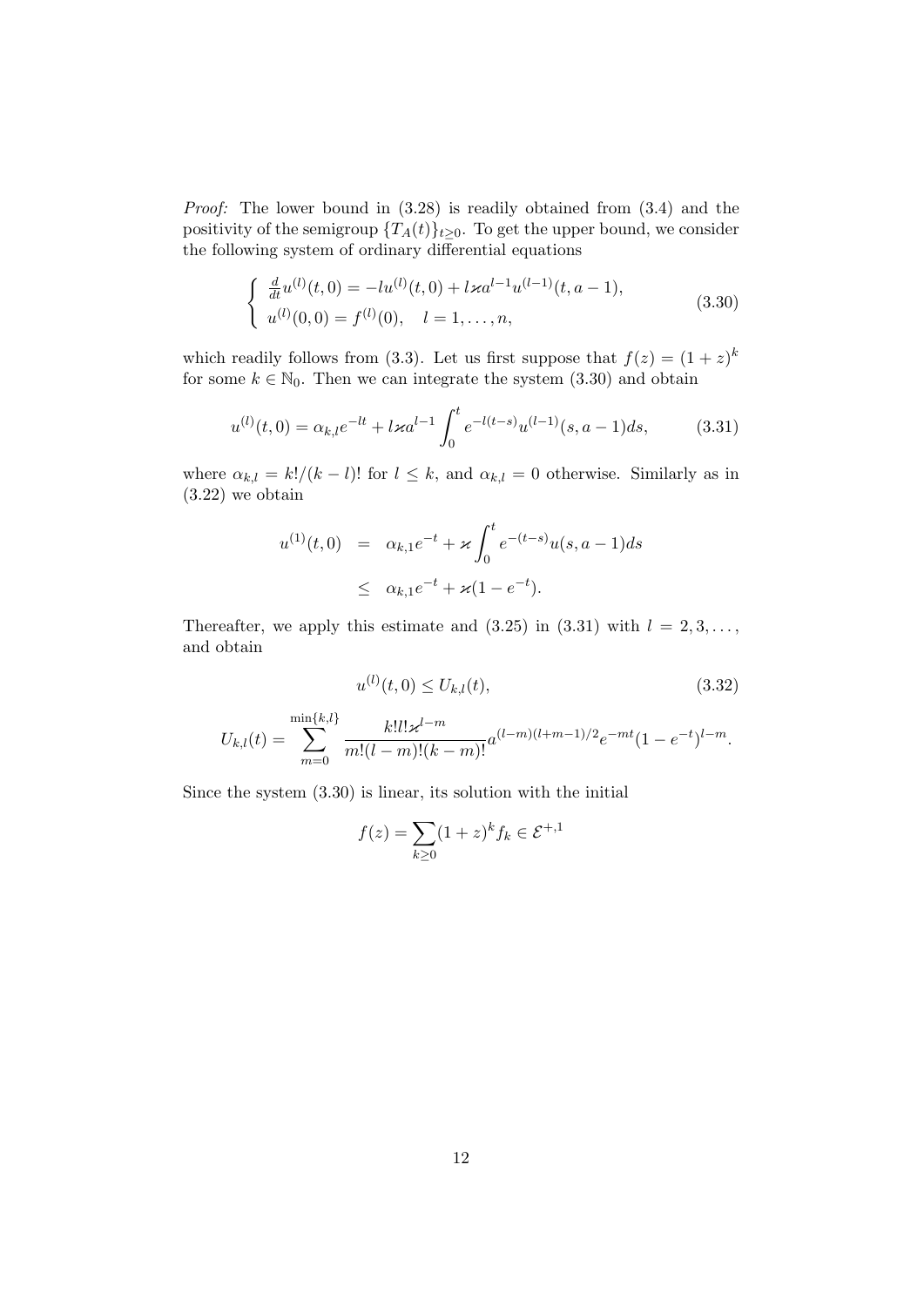*Proof:* The lower bound in (3.28) is readily obtained from (3.4) and the positivity of the semigroup $\{T_A(t)\}_{t\geq 0}$. To get the upper bound, we consider the following system of ordinary differential equations

$$\left\{ \begin{array}{l} \frac{d}{dt}u^{(l)}(t,0) = -lu^{(l)}(t,0) + l\varkappa a^{l-1}u^{(l-1)}(t,a-1), \\ u^{(l)}(0,0) = f^{(l)}(0), \quad l = 1,\ldots,n, \end{array} \right. \tag{3.30}$$

which readily follows from (3.3). Let us first suppose that $f(z) = (1+z)^k$ for some $k \in \mathbb{N}_0$. Then we can integrate the system (3.30) and obtain

$$u^{(l)}(t,0) = \alpha_{k,l}e^{-lt} + l\varkappa a^{l-1}\int_0^t e^{-l(t-s)}u^{(l-1)}(s,a-1)ds, \tag{3.31}$$

where $\alpha_{k,l} = k!/(k-l)!$ for $l \leq k$, and $\alpha_{k,l} = 0$ otherwise. Similarly as in (3.22) we obtain

$$\begin{aligned} u^{(1)}(t,0) &= \alpha_{k,1}e^{-t} + \varkappa\int_0^t e^{-(t-s)}u(s,a-1)ds \\ &\leq \alpha_{k,1}e^{-t} + \varkappa(1-e^{-t}). \end{aligned}$$

Thereafter, we apply this estimate and (3.25) in (3.31) with $l = 2,3,\ldots$, and obtain

$$u^{(l)}(t,0) \leq U_{k,l}(t), \tag{3.32}$$

$$U_{k,l}(t) = \sum_{m=0}^{\min\{k,l\}} \frac{k!l!\varkappa^{l-m}}{m!(l-m)!(k-m)!}a^{(l-m)(l+m-1)/2}e^{-mt}(1-e^{-t})^{l-m}.$$

Since the system (3.30) is linear, its solution with the initial

$$f(z) = \sum_{k\geq 0}(1+z)^k f_k \in \mathcal{E}^{+,1}$$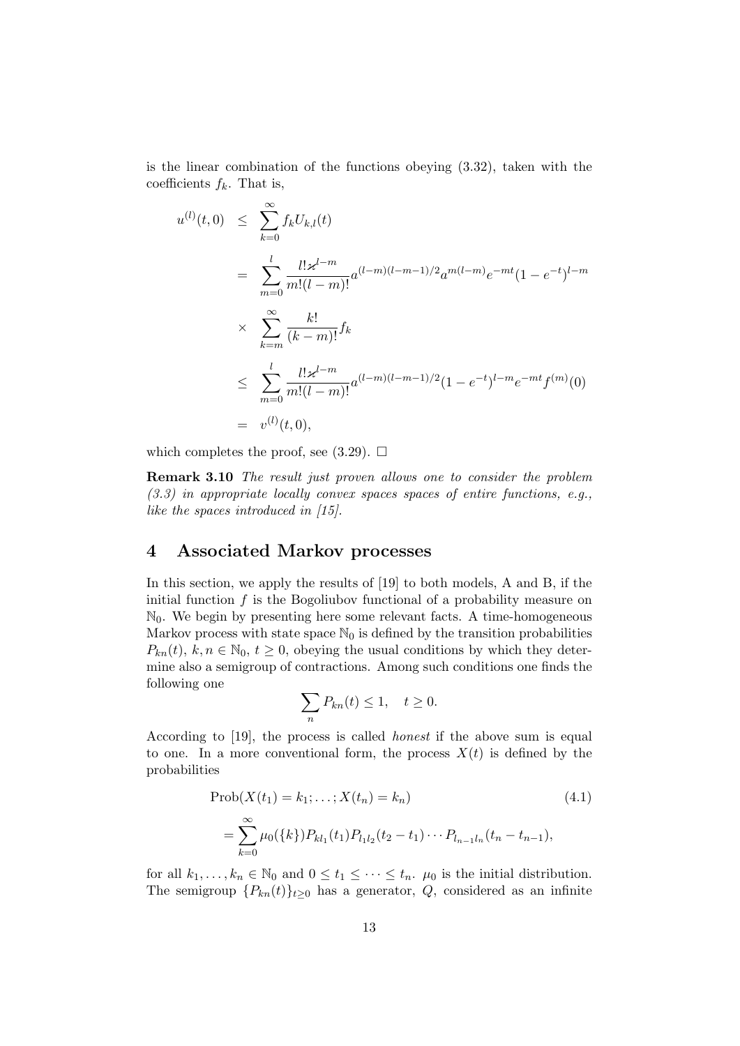is the linear combination of the functions obeying (3.32), taken with the coefficients $f_k$. That is,

$$
\begin{aligned}
u^{(l)}(t,0) &\leq \sum_{k=0}^{\infty} f_k U_{k,l}(t) \\
&= \sum_{m=0}^{l} \frac{l! \varkappa^{l-m}}{m!(l-m)!} a^{(l-m)(l-m-1)/2} a^{m(l-m)} e^{-mt} (1-e^{-t})^{l-m} \\
&\times \sum_{k=m}^{\infty} \frac{k!}{(k-m)!} f_k \\
&\leq \sum_{m=0}^{l} \frac{l! \varkappa^{l-m}}{m!(l-m)!} a^{(l-m)(l-m-1)/2} (1-e^{-t})^{l-m} e^{-mt} f^{(m)}(0) \\
&= v^{(l)}(t,0),
\end{aligned}
$$

which completes the proof, see (3.29). $\square$

**Remark 3.10** *The result just proven allows one to consider the problem (3.3) in appropriate locally convex spaces spaces of entire functions, e.g., like the spaces introduced in [15].*

# 4 Associated Markov processes

In this section, we apply the results of [19] to both models, A and B, if the initial function $f$ is the Bogoliubov functional of a probability measure on $\mathbb{N}_0$. We begin by presenting here some relevant facts. A time-homogeneous Markov process with state space $\mathbb{N}_0$ is defined by the transition probabilities $P_{kn}(t)$, $k, n \in \mathbb{N}_0$, $t \geq 0$, obeying the usual conditions by which they determine also a semigroup of contractions. Among such conditions one finds the following one

$$
\sum_{n} P_{kn}(t) \leq 1, \quad t \geq 0.
$$

According to [19], the process is called *honest* if the above sum is equal to one. In a more conventional form, the process $X(t)$ is defined by the probabilities

$$
\begin{aligned}
&\mathrm{Prob}(X(t_1) = k_1; \ldots; X(t_n) = k_n) \qquad (4.1) \\
&= \sum_{k=0}^{\infty} \mu_0(\{k\}) P_{kl_1}(t_1) P_{l_1 l_2}(t_2 - t_1) \cdots P_{l_{n-1} l_n}(t_n - t_{n-1}),
\end{aligned}
$$

for all $k_1, \ldots, k_n \in \mathbb{N}_0$ and $0 \leq t_1 \leq \cdots \leq t_n$. $\mu_0$ is the initial distribution. The semigroup $\{P_{kn}(t)\}_{t \geq 0}$ has a generator, $Q$, considered as an infinite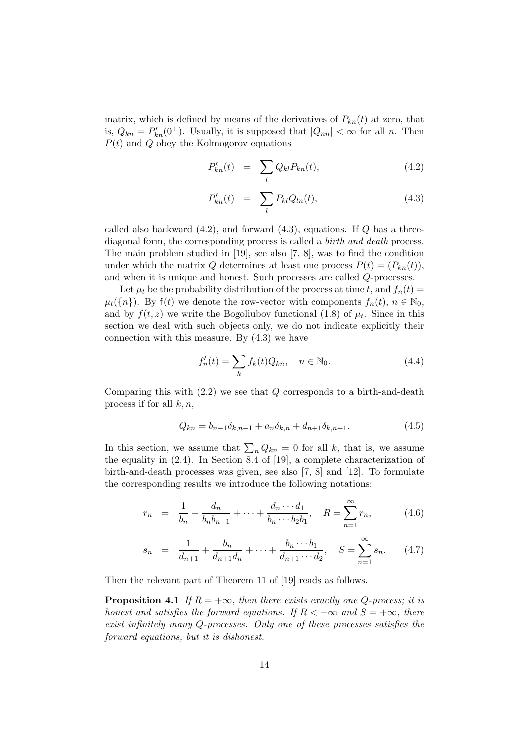matrix, which is defined by means of the derivatives of $P_{kn}(t)$ at zero, that is, $Q_{kn} = P'_{kn}(0^+)$. Usually, it is supposed that $|Q_{nn}| < \infty$ for all $n$. Then $P(t)$ and $Q$ obey the Kolmogorov equations

$$P'_{kn}(t) = \sum_l Q_{kl} P_{kn}(t), \tag{4.2}$$

$$P'_{kn}(t) = \sum_l P_{kl} Q_{ln}(t), \tag{4.3}$$

called also backward (4.2), and forward (4.3), equations. If $Q$ has a three-diagonal form, the corresponding process is called a *birth and death* process. The main problem studied in [19], see also [7, 8], was to find the condition under which the matrix $Q$ determines at least one process $P(t) = (P_{kn}(t))$, and when it is unique and honest. Such processes are called $Q$-processes.

Let $\mu_t$ be the probability distribution of the process at time $t$, and $f_n(t) = \mu_t(\{n\})$. By $\mathsf{f}(t)$ we denote the row-vector with components $f_n(t)$, $n \in \mathbb{N}_0$, and by $f(t,z)$ we write the Bogoliubov functional (1.8) of $\mu_t$. Since in this section we deal with such objects only, we do not indicate explicitly their connection with this measure. By (4.3) we have

$$f'_n(t) = \sum_k f_k(t) Q_{kn}, \quad n \in \mathbb{N}_0. \tag{4.4}$$

Comparing this with (2.2) we see that $Q$ corresponds to a birth-and-death process if for all $k, n$,

$$Q_{kn} = b_{n-1}\delta_{k,n-1} + a_n \delta_{k,n} + d_{n+1}\delta_{k,n+1}. \tag{4.5}$$

In this section, we assume that $\sum_n Q_{kn} = 0$ for all $k$, that is, we assume the equality in (2.4). In Section 8.4 of [19], a complete characterization of birth-and-death processes was given, see also [7, 8] and [12]. To formulate the corresponding results we introduce the following notations:

$$r_n = \frac{1}{b_n} + \frac{d_n}{b_n b_{n-1}} + \cdots + \frac{d_n \cdots d_1}{b_n \cdots b_2 b_1}, \quad R = \sum_{n=1}^{\infty} r_n, \tag{4.6}$$

$$s_n = \frac{1}{d_{n+1}} + \frac{b_n}{d_{n+1} d_n} + \cdots + \frac{b_n \cdots b_1}{d_{n+1} \cdots d_2}, \quad S = \sum_{n=1}^{\infty} s_n. \tag{4.7}$$

Then the relevant part of Theorem 11 of [19] reads as follows.

**Proposition 4.1** *If $R = +\infty$, then there exists exactly one $Q$-process; it is honest and satisfies the forward equations. If $R < +\infty$ and $S = +\infty$, there exist infinitely many $Q$-processes. Only one of these processes satisfies the forward equations, but it is dishonest.*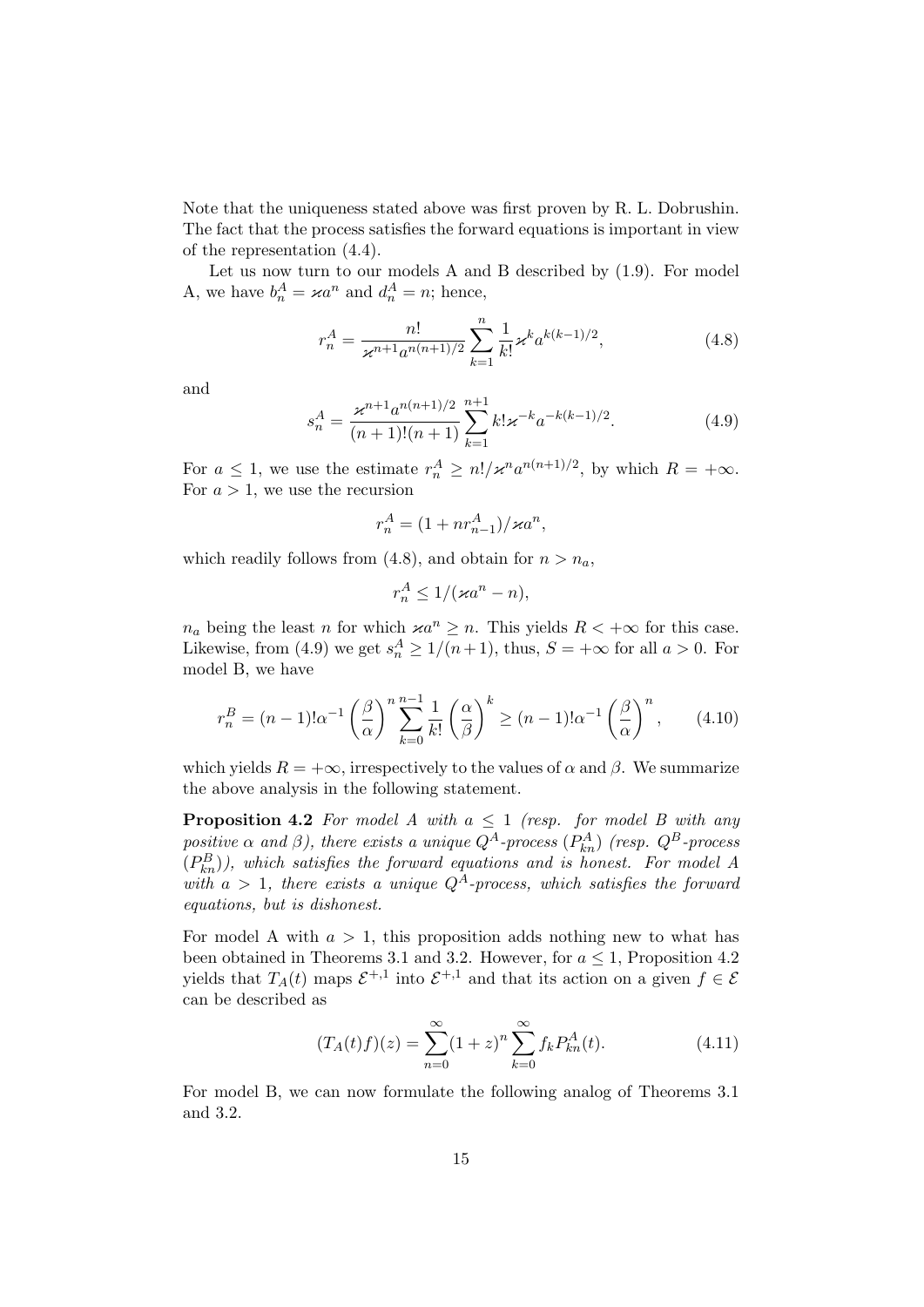Note that the uniqueness stated above was first proven by R. L. Dobrushin. The fact that the process satisfies the forward equations is important in view of the representation (4.4).

Let us now turn to our models A and B described by (1.9). For model A, we have $b_n^A = \varkappa a^n$ and $d_n^A = n$; hence,

$$
r_n^A = \frac{n!}{\varkappa^{n+1} a^{n(n+1)/2}} \sum_{k=1}^{n} \frac{1}{k!} \varkappa^k a^{k(k-1)/2}, \tag{4.8}
$$

and

$$
s_n^A = \frac{\varkappa^{n+1} a^{n(n+1)/2}}{(n+1)!(n+1)} \sum_{k=1}^{n+1} k! \varkappa^{-k} a^{-k(k-1)/2}. \tag{4.9}
$$

For $a \leq 1$, we use the estimate $r_n^A \geq n!/\varkappa^n a^{n(n+1)/2}$, by which $R = +\infty$. For $a > 1$, we use the recursion

$$
r_n^A = (1 + n r_{n-1}^A)/\varkappa a^n,
$$

which readily follows from (4.8), and obtain for $n > n_a$,

$$
r_n^A \leq 1/(\varkappa a^n - n),
$$

$n_a$ being the least $n$ for which $\varkappa a^n \geq n$. This yields $R < +\infty$ for this case. Likewise, from (4.9) we get $s_n^A \geq 1/(n+1)$, thus, $S = +\infty$ for all $a > 0$. For model B, we have

$$
r_n^B = (n-1)! \alpha^{-1} \left(\frac{\beta}{\alpha}\right)^n \sum_{k=0}^{n-1} \frac{1}{k!} \left(\frac{\alpha}{\beta}\right)^k \geq (n-1)! \alpha^{-1} \left(\frac{\beta}{\alpha}\right)^n, \tag{4.10}
$$

which yields $R = +\infty$, irrespectively to the values of $\alpha$ and $\beta$. We summarize the above analysis in the following statement.

**Proposition 4.2** *For model A with $a \leq 1$ (resp. for model B with any positive $\alpha$ and $\beta$), there exists a unique $Q^A$-process $(P_{kn}^A)$ (resp. $Q^B$-process $(P_{kn}^B)$), which satisfies the forward equations and is honest. For model A with $a > 1$, there exists a unique $Q^A$-process, which satisfies the forward equations, but is dishonest.*

For model A with $a > 1$, this proposition adds nothing new to what has been obtained in Theorems 3.1 and 3.2. However, for $a \leq 1$, Proposition 4.2 yields that $T_A(t)$ maps $\mathcal{E}^{+,1}$ into $\mathcal{E}^{+,1}$ and that its action on a given $f \in \mathcal{E}$ can be described as

$$
(T_A(t)f)(z) = \sum_{n=0}^{\infty} (1+z)^n \sum_{k=0}^{\infty} f_k P_{kn}^A(t). \tag{4.11}
$$

For model B, we can now formulate the following analog of Theorems 3.1 and 3.2.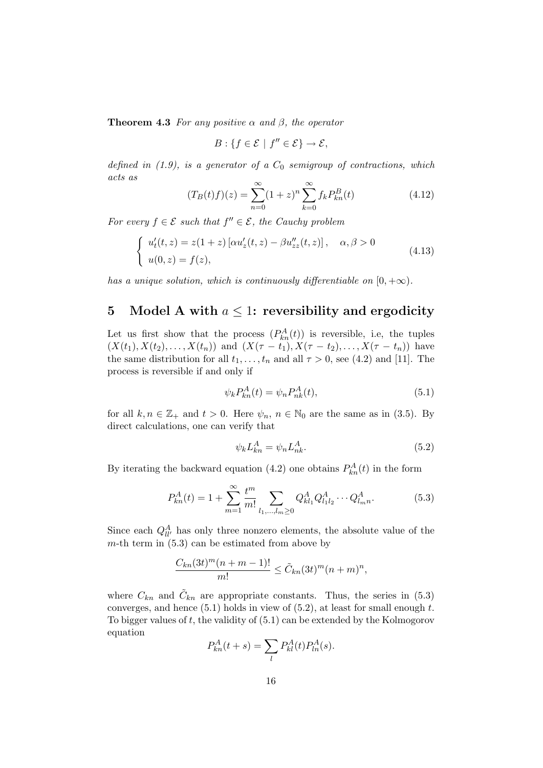**Theorem 4.3** *For any positive $\alpha$ and $\beta$, the operator*

$$B : \{f \in \mathcal{E} \mid f'' \in \mathcal{E}\} \to \mathcal{E},$$

*defined in (1.9), is a generator of a $C_0$ semigroup of contractions, which acts as*

$$(T_B(t)f)(z) = \sum_{n=0}^{\infty}(1+z)^n \sum_{k=0}^{\infty} f_k P_{kn}^B(t) \tag{4.12}$$

*For every $f \in \mathcal{E}$ such that $f'' \in \mathcal{E}$, the Cauchy problem*

$$\begin{cases} u_t'(t,z) = z(1+z)\left[\alpha u_z'(t,z) - \beta u_{zz}''(t,z)\right], & \alpha, \beta > 0 \\ u(0,z) = f(z), \end{cases} \tag{4.13}$$

*has a unique solution, which is continuously differentiable on $[0, +\infty)$.*

## 5 Model A with $a \leq 1$: reversibility and ergodicity

Let us first show that the process $(P_{kn}^A(t))$ is reversible, i.e, the tuples $(X(t_1), X(t_2), \ldots, X(t_n))$ and $(X(\tau - t_1), X(\tau - t_2), \ldots, X(\tau - t_n))$ have the same distribution for all $t_1, \ldots, t_n$ and all $\tau > 0$, see (4.2) and [11]. The process is reversible if and only if

$$\psi_k P_{kn}^A(t) = \psi_n P_{nk}^A(t), \tag{5.1}$$

for all $k, n \in \mathbb{Z}_+$ and $t > 0$. Here $\psi_n$, $n \in \mathbb{N}_0$ are the same as in (3.5). By direct calculations, one can verify that

$$\psi_k L_{kn}^A = \psi_n L_{nk}^A. \tag{5.2}$$

By iterating the backward equation (4.2) one obtains $P_{kn}^A(t)$ in the form

$$P_{kn}^A(t) = 1 + \sum_{m=1}^{\infty} \frac{t^m}{m!} \sum_{l_1, \ldots, l_m \geq 0} Q_{kl_1}^A Q_{l_1 l_2}^A \cdots Q_{l_m n}^A. \tag{5.3}$$

Since each $Q_{ll'}^A$ has only three nonzero elements, the absolute value of the $m$-th term in (5.3) can be estimated from above by

$$\frac{C_{kn}(3t)^m(n+m-1)!}{m!} \leq \tilde{C}_{kn}(3t)^m(n+m)^n,$$

where $C_{kn}$ and $\tilde{C}_{kn}$ are appropriate constants. Thus, the series in (5.3) converges, and hence (5.1) holds in view of (5.2), at least for small enough $t$. To bigger values of $t$, the validity of (5.1) can be extended by the Kolmogorov equation

$$P_{kn}^A(t+s) = \sum_l P_{kl}^A(t) P_{ln}^A(s).$$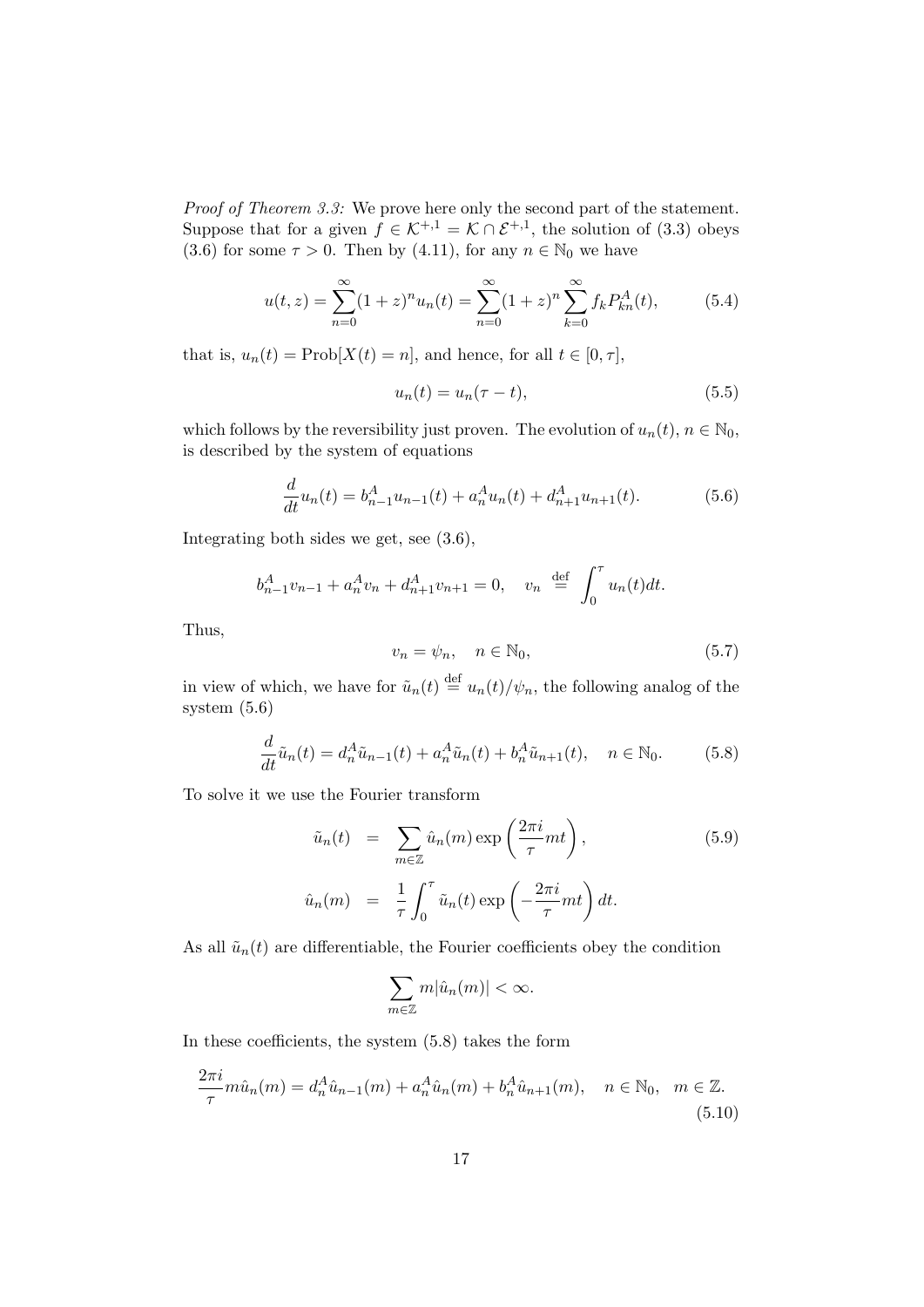*Proof of Theorem 3.3:* We prove here only the second part of the statement. Suppose that for a given $f \in \mathcal{K}^{+,1} = \mathcal{K} \cap \mathcal{E}^{+,1}$, the solution of (3.3) obeys (3.6) for some $\tau > 0$. Then by (4.11), for any $n \in \mathbb{N}_0$ we have

$$u(t,z) = \sum_{n=0}^{\infty} (1+z)^n u_n(t) = \sum_{n=0}^{\infty} (1+z)^n \sum_{k=0}^{\infty} f_k P_{kn}^A(t), \tag{5.4}$$

that is, $u_n(t) = \mathrm{Prob}[X(t) = n]$, and hence, for all $t \in [0, \tau]$,

$$u_n(t) = u_n(\tau - t), \tag{5.5}$$

which follows by the reversibility just proven. The evolution of $u_n(t)$, $n \in \mathbb{N}_0$, is described by the system of equations

$$\frac{d}{dt} u_n(t) = b_{n-1}^A u_{n-1}(t) + a_n^A u_n(t) + d_{n+1}^A u_{n+1}(t). \tag{5.6}$$

Integrating both sides we get, see (3.6),

$$b_{n-1}^A v_{n-1} + a_n^A v_n + d_{n+1}^A v_{n+1} = 0, \quad v_n \stackrel{\mathrm{def}}{=} \int_0^\tau u_n(t) dt.$$

Thus,

$$v_n = \psi_n, \quad n \in \mathbb{N}_0, \tag{5.7}$$

in view of which, we have for $\tilde{u}_n(t) \stackrel{\mathrm{def}}{=} u_n(t)/\psi_n$, the following analog of the system (5.6)

$$\frac{d}{dt} \tilde{u}_n(t) = d_n^A \tilde{u}_{n-1}(t) + a_n^A \tilde{u}_n(t) + b_n^A \tilde{u}_{n+1}(t), \quad n \in \mathbb{N}_0. \tag{5.8}$$

To solve it we use the Fourier transform

$$\begin{aligned} \tilde{u}_n(t) &= \sum_{m \in \mathbb{Z}} \hat{u}_n(m) \exp\left(\frac{2\pi i}{\tau} m t\right), \\ \hat{u}_n(m) &= \frac{1}{\tau} \int_0^\tau \tilde{u}_n(t) \exp\left(-\frac{2\pi i}{\tau} m t\right) dt. \end{aligned} \tag{5.9}$$

As all $\tilde{u}_n(t)$ are differentiable, the Fourier coefficients obey the condition

$$\sum_{m \in \mathbb{Z}} m |\hat{u}_n(m)| < \infty.$$

In these coefficients, the system (5.8) takes the form

$$\frac{2\pi i}{\tau} m \hat{u}_n(m) = d_n^A \hat{u}_{n-1}(m) + a_n^A \hat{u}_n(m) + b_n^A \hat{u}_{n+1}(m), \quad n \in \mathbb{N}_0, \quad m \in \mathbb{Z}. \tag{5.10}$$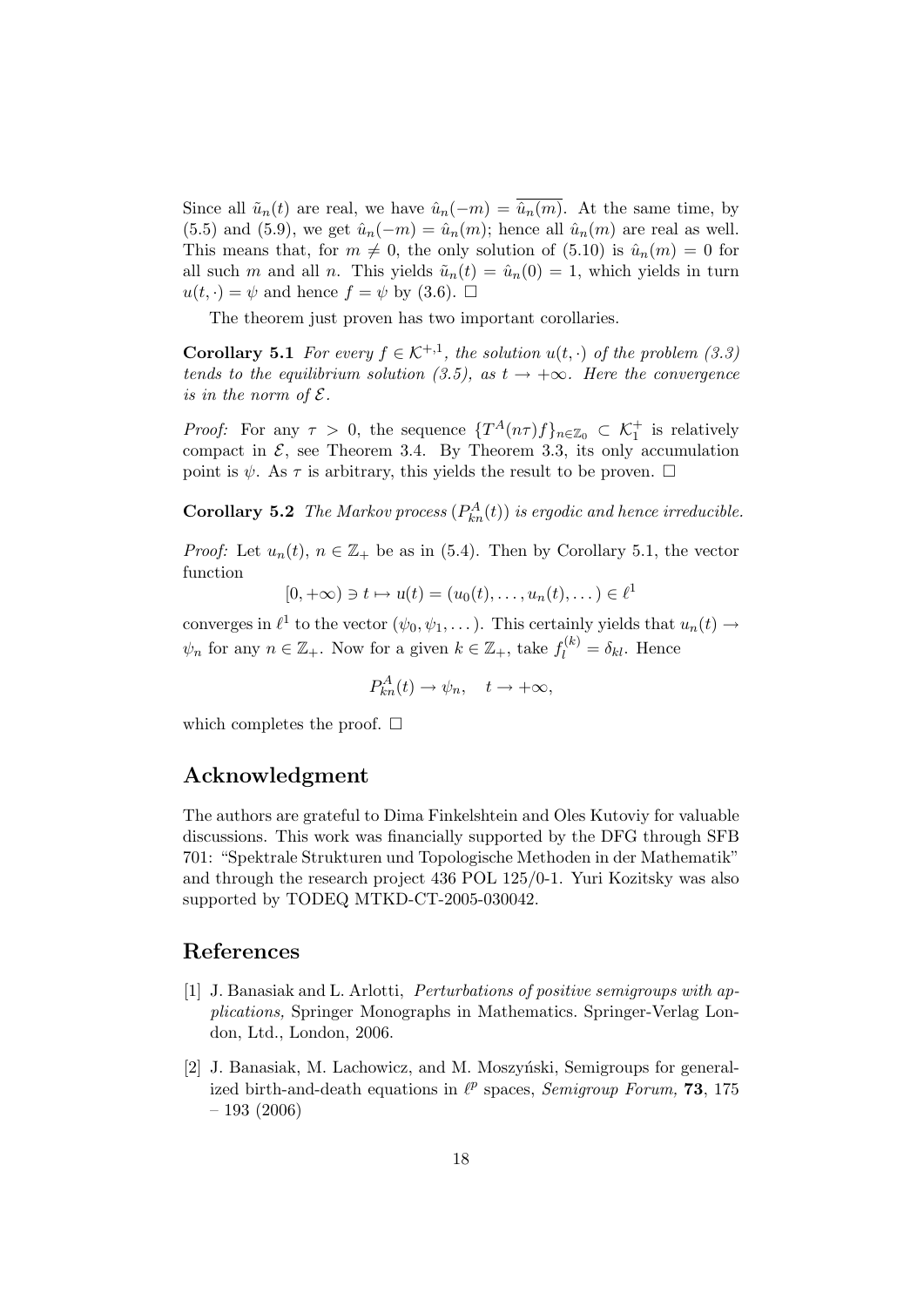Since all $\tilde{u}_n(t)$ are real, we have $\hat{u}_n(-m) = \overline{\hat{u}_n(m)}$. At the same time, by (5.5) and (5.9), we get $\hat{u}_n(-m) = \hat{u}_n(m)$; hence all $\hat{u}_n(m)$ are real as well. This means that, for $m \neq 0$, the only solution of (5.10) is $\hat{u}_n(m) = 0$ for all such $m$ and all $n$. This yields $\tilde{u}_n(t) = \hat{u}_n(0) = 1$, which yields in turn $u(t, \cdot) = \psi$ and hence $f = \psi$ by (3.6). $\square$

The theorem just proven has two important corollaries.

**Corollary 5.1** *For every $f \in \mathcal{K}^{+,1}$, the solution $u(t, \cdot)$ of the problem (3.3) tends to the equilibrium solution (3.5), as $t \to +\infty$. Here the convergence is in the norm of $\mathcal{E}$.*

*Proof:* For any $\tau > 0$, the sequence $\{T^A(n\tau)f\}_{n\in\mathbb{Z}_0} \subset \mathcal{K}_1^+$ is relatively compact in $\mathcal{E}$, see Theorem 3.4. By Theorem 3.3, its only accumulation point is $\psi$. As $\tau$ is arbitrary, this yields the result to be proven. $\square$

**Corollary 5.2** *The Markov process $(P^A_{kn}(t))$ is ergodic and hence irreducible.*

*Proof:* Let $u_n(t)$, $n \in \mathbb{Z}_+$ be as in (5.4). Then by Corollary 5.1, the vector function

$$[0, +\infty) \ni t \mapsto u(t) = (u_0(t), \ldots, u_n(t), \ldots) \in \ell^1$$

converges in $\ell^1$ to the vector $(\psi_0, \psi_1, \ldots)$. This certainly yields that $u_n(t) \to \psi_n$ for any $n \in \mathbb{Z}_+$. Now for a given $k \in \mathbb{Z}_+$, take $f^{(k)}_l = \delta_{kl}$. Hence

$$P^A_{kn}(t) \to \psi_n, \quad t \to +\infty,$$

which completes the proof. $\square$

## Acknowledgment

The authors are grateful to Dima Finkelshtein and Oles Kutoviy for valuable discussions. This work was financially supported by the DFG through SFB 701: "Spektrale Strukturen und Topologische Methoden in der Mathematik" and through the research project 436 POL 125/0-1. Yuri Kozitsky was also supported by TODEQ MTKD-CT-2005-030042.

## References

[1] J. Banasiak and L. Arlotti, *Perturbations of positive semigroups with applications,* Springer Monographs in Mathematics. Springer-Verlag London, Ltd., London, 2006.

[2] J. Banasiak, M. Lachowicz, and M. Moszyński, Semigroups for generalized birth-and-death equations in $\ell^p$ spaces, *Semigroup Forum,* **73**, 175 – 193 (2006)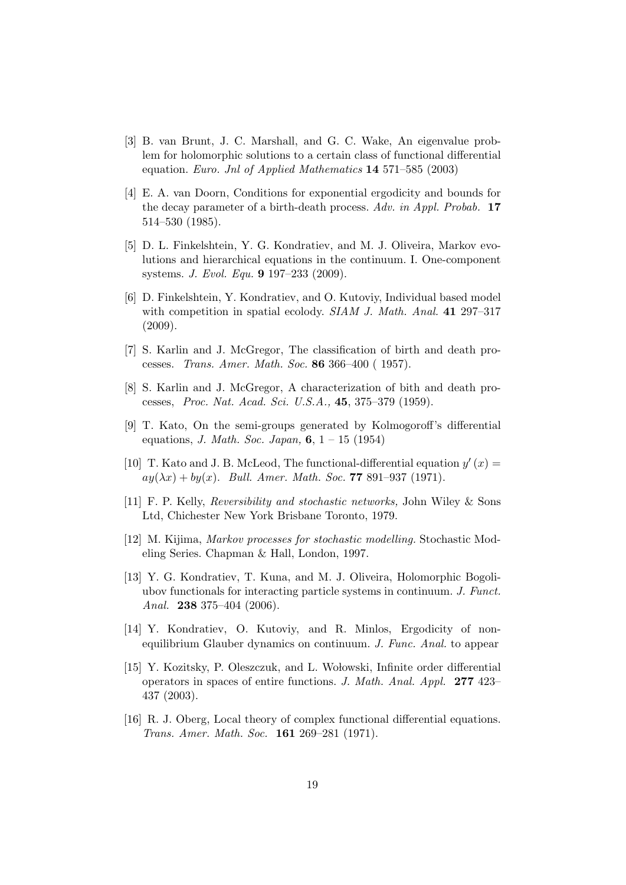[3] B. van Brunt, J. C. Marshall, and G. C. Wake, An eigenvalue problem for holomorphic solutions to a certain class of functional differential equation. *Euro. Jnl of Applied Mathematics* **14** 571–585 (2003)

[4] E. A. van Doorn, Conditions for exponential ergodicity and bounds for the decay parameter of a birth-death process. *Adv. in Appl. Probab.* **17** 514–530 (1985).

[5] D. L. Finkelshtein, Y. G. Kondratiev, and M. J. Oliveira, Markov evolutions and hierarchical equations in the continuum. I. One-component systems. *J. Evol. Equ.* **9** 197–233 (2009).

[6] D. Finkelshtein, Y. Kondratiev, and O. Kutoviy, Individual based model with competition in spatial ecolody. *SIAM J. Math. Anal.* **41** 297–317 (2009).

[7] S. Karlin and J. McGregor, The classification of birth and death processes. *Trans. Amer. Math. Soc.* **86** 366–400 ( 1957).

[8] S. Karlin and J. McGregor, A characterization of bith and death processes, *Proc. Nat. Acad. Sci. U.S.A.,* **45**, 375–379 (1959).

[9] T. Kato, On the semi-groups generated by Kolmogoroff's differential equations, *J. Math. Soc. Japan,* **6**, 1 – 15 (1954)

[10] T. Kato and J. B. McLeod, The functional-differential equation $y'(x) = ay(\lambda x) + by(x)$. *Bull. Amer. Math. Soc.* **77** 891–937 (1971).

[11] F. P. Kelly, *Reversibility and stochastic networks,* John Wiley & Sons Ltd, Chichester New York Brisbane Toronto, 1979.

[12] M. Kijima, *Markov processes for stochastic modelling.* Stochastic Modeling Series. Chapman & Hall, London, 1997.

[13] Y. G. Kondratiev, T. Kuna, and M. J. Oliveira, Holomorphic Bogoliubov functionals for interacting particle systems in continuum. *J. Funct. Anal.* **238** 375–404 (2006).

[14] Y. Kondratiev, O. Kutoviy, and R. Minlos, Ergodicity of non-equilibrium Glauber dynamics on continuum. *J. Func. Anal.* to appear

[15] Y. Kozitsky, P. Oleszczuk, and L. Wołowski, Infinite order differential operators in spaces of entire functions. *J. Math. Anal. Appl.* **277** 423–437 (2003).

[16] R. J. Oberg, Local theory of complex functional differential equations. *Trans. Amer. Math. Soc.* **161** 269–281 (1971).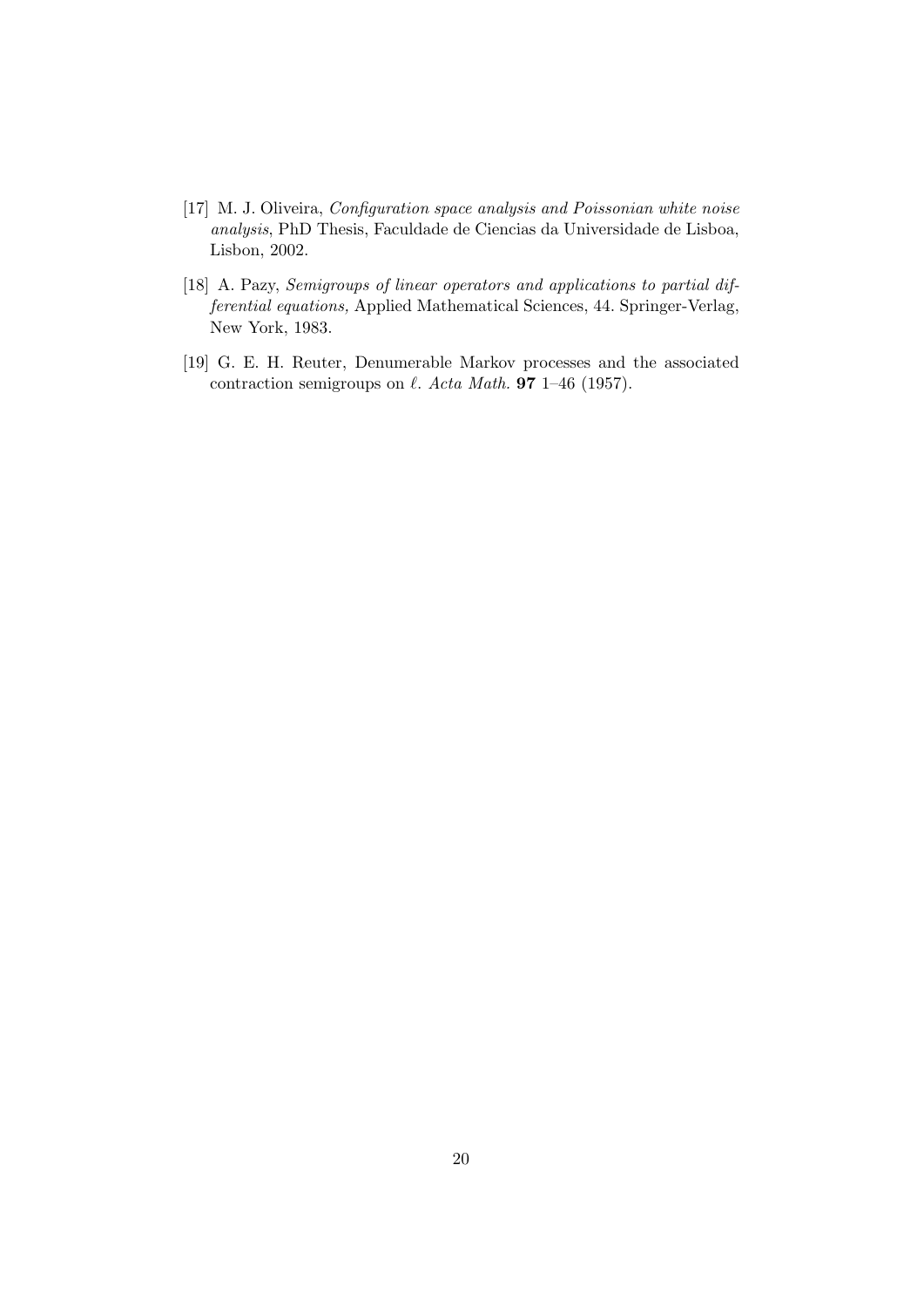[17] M. J. Oliveira, *Configuration space analysis and Poissonian white noise analysis*, PhD Thesis, Faculdade de Ciencias da Universidade de Lisboa, Lisbon, 2002.

[18] A. Pazy, *Semigroups of linear operators and applications to partial differential equations,* Applied Mathematical Sciences, 44. Springer-Verlag, New York, 1983.

[19] G. E. H. Reuter, Denumerable Markov processes and the associated contraction semigroups on $\ell$. *Acta Math.* **97** 1–46 (1957).